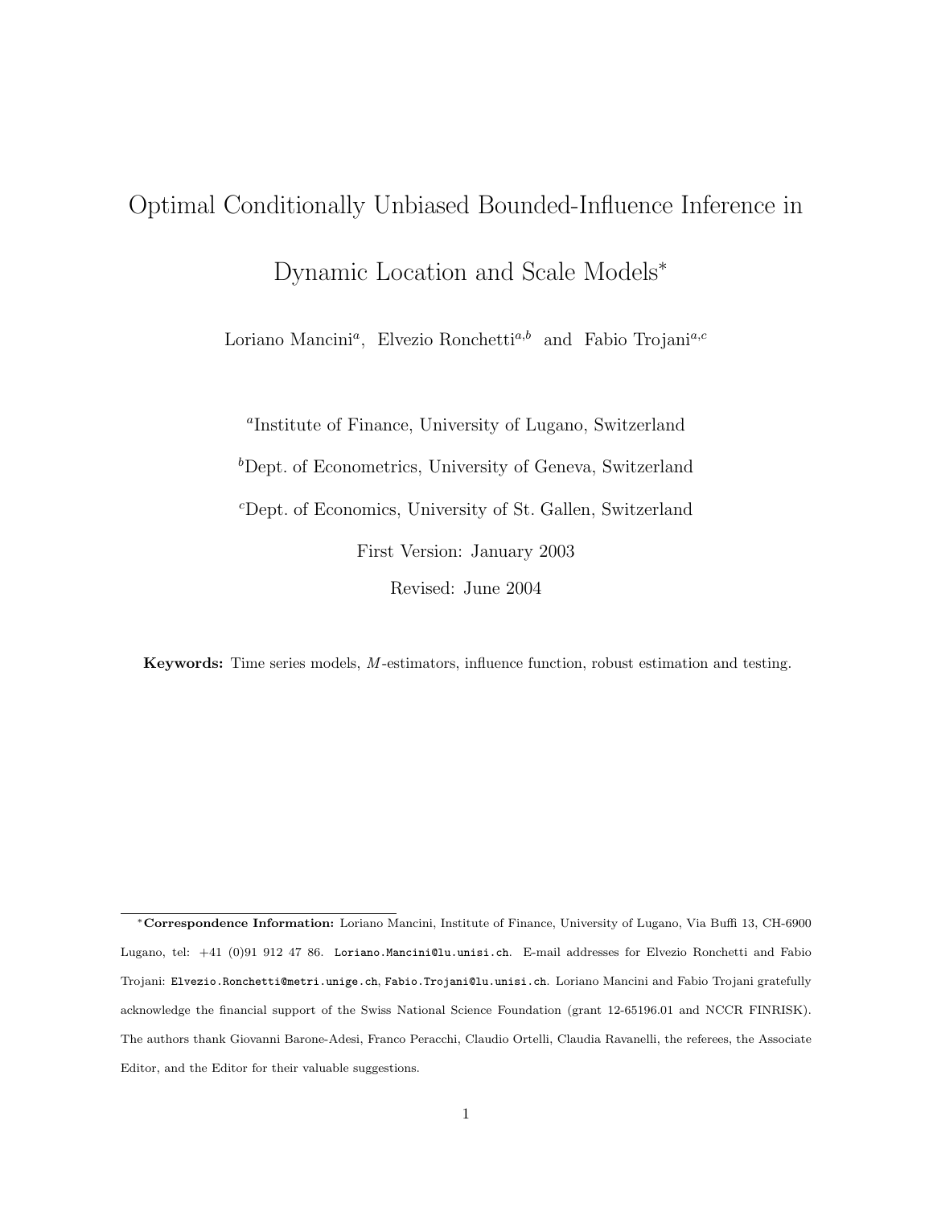# Optimal Conditionally Unbiased Bounded-Influence Inference in Dynamic Location and Scale Models*

Loriano Mancini[a], Elvezio Ronchetti[a,b] and Fabio Trojani[a,c]

[a]Institute of Finance, University of Lugano, Switzerland

[b]Dept. of Econometrics, University of Geneva, Switzerland

[c]Dept. of Economics, University of St. Gallen, Switzerland

First Version: January 2003

Revised: June 2004

**Keywords:** Time series models, *M*-estimators, influence function, robust estimation and testing.

---

*__Correspondence Information:__ Loriano Mancini, Institute of Finance, University of Lugano, Via Buffi 13, CH-6900 Lugano, tel: +41 (0)91 912 47 86. `Loriano.Mancini@lu.unisi.ch`. E-mail addresses for Elvezio Ronchetti and Fabio Trojani: `Elvezio.Ronchetti@metri.unige.ch`, `Fabio.Trojani@lu.unisi.ch`. Loriano Mancini and Fabio Trojani gratefully acknowledge the financial support of the Swiss National Science Foundation (grant 12-65196.01 and NCCR FINRISK). The authors thank Giovanni Barone-Adesi, Franco Peracchi, Claudio Ortelli, Claudia Ravanelli, the referees, the Associate Editor, and the Editor for their valuable suggestions.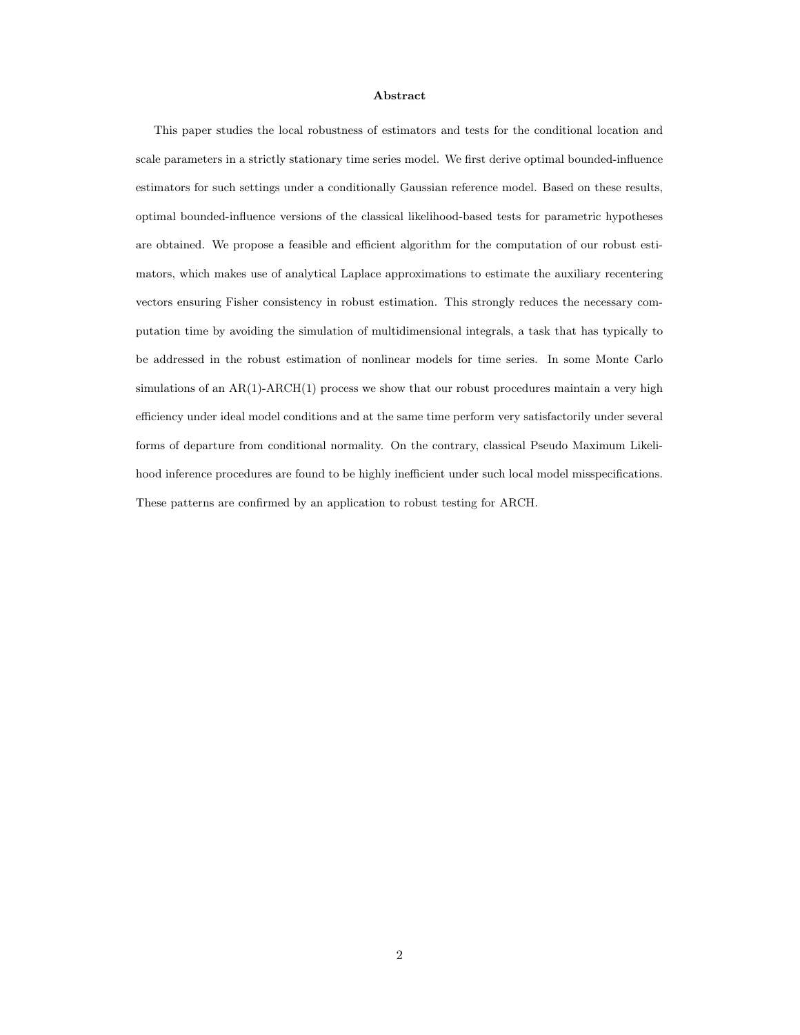**Abstract**

This paper studies the local robustness of estimators and tests for the conditional location and scale parameters in a strictly stationary time series model. We first derive optimal bounded-influence estimators for such settings under a conditionally Gaussian reference model. Based on these results, optimal bounded-influence versions of the classical likelihood-based tests for parametric hypotheses are obtained. We propose a feasible and efficient algorithm for the computation of our robust estimators, which makes use of analytical Laplace approximations to estimate the auxiliary recentering vectors ensuring Fisher consistency in robust estimation. This strongly reduces the necessary computation time by avoiding the simulation of multidimensional integrals, a task that has typically to be addressed in the robust estimation of nonlinear models for time series. In some Monte Carlo simulations of an AR(1)-ARCH(1) process we show that our robust procedures maintain a very high efficiency under ideal model conditions and at the same time perform very satisfactorily under several forms of departure from conditional normality. On the contrary, classical Pseudo Maximum Likelihood inference procedures are found to be highly inefficient under such local model misspecifications. These patterns are confirmed by an application to robust testing for ARCH.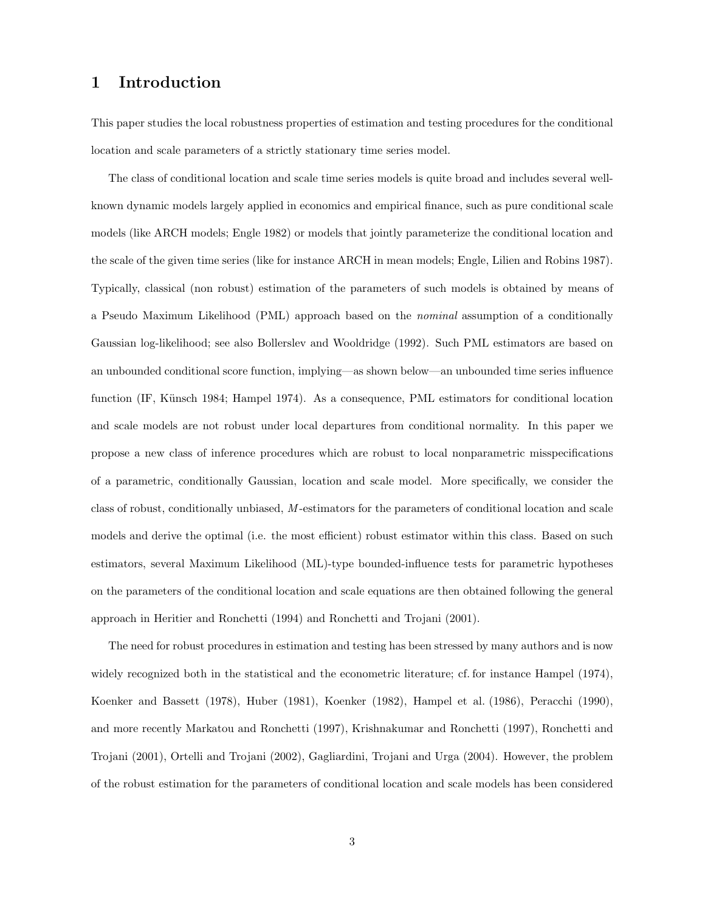# 1 Introduction

This paper studies the local robustness properties of estimation and testing procedures for the conditional location and scale parameters of a strictly stationary time series model.

The class of conditional location and scale time series models is quite broad and includes several well-known dynamic models largely applied in economics and empirical finance, such as pure conditional scale models (like ARCH models; Engle 1982) or models that jointly parameterize the conditional location and the scale of the given time series (like for instance ARCH in mean models; Engle, Lilien and Robins 1987). Typically, classical (non robust) estimation of the parameters of such models is obtained by means of a Pseudo Maximum Likelihood (PML) approach based on the *nominal* assumption of a conditionally Gaussian log-likelihood; see also Bollerslev and Wooldridge (1992). Such PML estimators are based on an unbounded conditional score function, implying—as shown below—an unbounded time series influence function (IF, Künsch 1984; Hampel 1974). As a consequence, PML estimators for conditional location and scale models are not robust under local departures from conditional normality. In this paper we propose a new class of inference procedures which are robust to local nonparametric misspecifications of a parametric, conditionally Gaussian, location and scale model. More specifically, we consider the class of robust, conditionally unbiased, $M$-estimators for the parameters of conditional location and scale models and derive the optimal (i.e. the most efficient) robust estimator within this class. Based on such estimators, several Maximum Likelihood (ML)-type bounded-influence tests for parametric hypotheses on the parameters of the conditional location and scale equations are then obtained following the general approach in Heritier and Ronchetti (1994) and Ronchetti and Trojani (2001).

The need for robust procedures in estimation and testing has been stressed by many authors and is now widely recognized both in the statistical and the econometric literature; cf. for instance Hampel (1974), Koenker and Bassett (1978), Huber (1981), Koenker (1982), Hampel et al. (1986), Peracchi (1990), and more recently Markatou and Ronchetti (1997), Krishnakumar and Ronchetti (1997), Ronchetti and Trojani (2001), Ortelli and Trojani (2002), Gagliardini, Trojani and Urga (2004). However, the problem of the robust estimation for the parameters of conditional location and scale models has been considered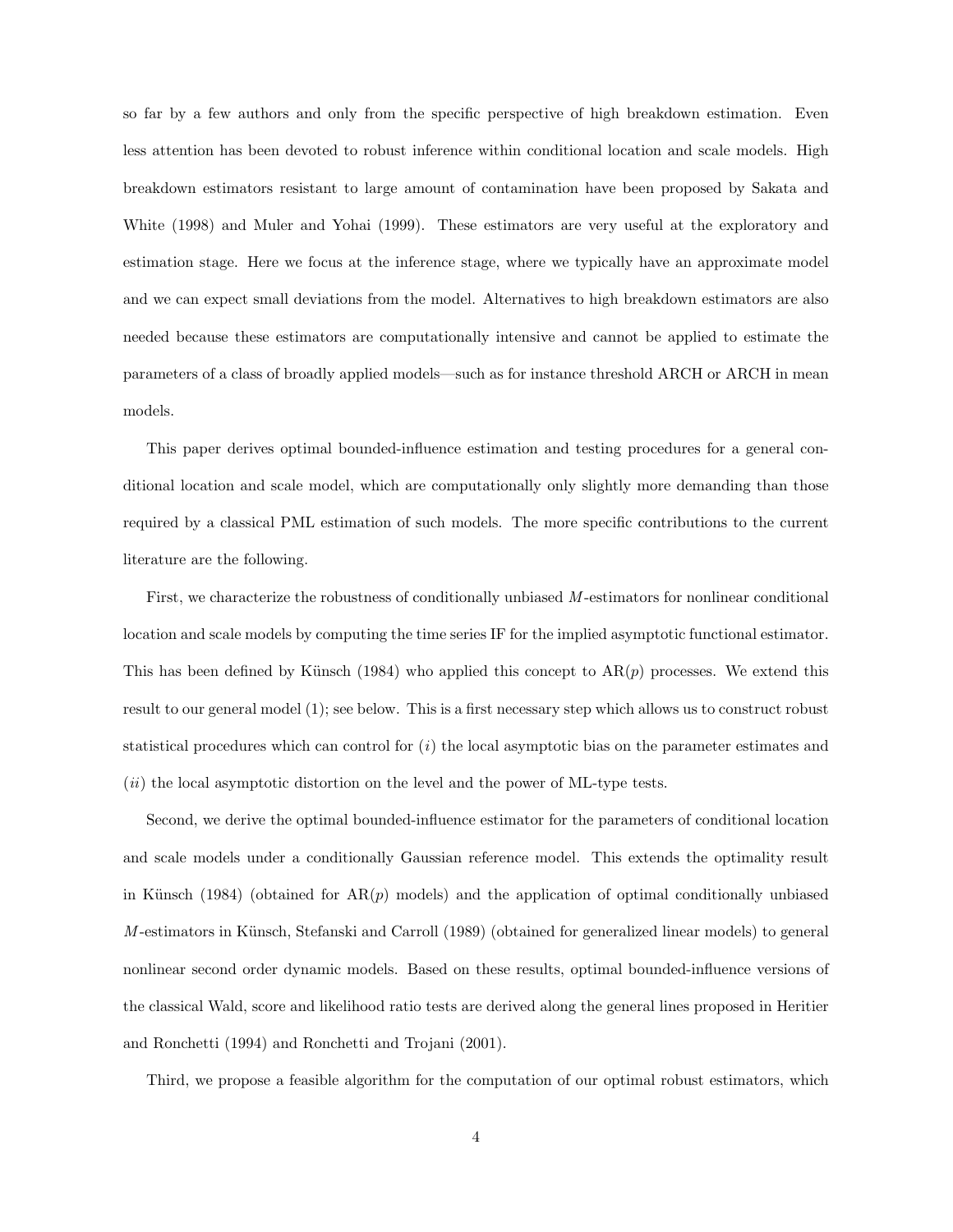so far by a few authors and only from the specific perspective of high breakdown estimation. Even less attention has been devoted to robust inference within conditional location and scale models. High breakdown estimators resistant to large amount of contamination have been proposed by Sakata and White (1998) and Muler and Yohai (1999). These estimators are very useful at the exploratory and estimation stage. Here we focus at the inference stage, where we typically have an approximate model and we can expect small deviations from the model. Alternatives to high breakdown estimators are also needed because these estimators are computationally intensive and cannot be applied to estimate the parameters of a class of broadly applied models—such as for instance threshold ARCH or ARCH in mean models.

This paper derives optimal bounded-influence estimation and testing procedures for a general conditional location and scale model, which are computationally only slightly more demanding than those required by a classical PML estimation of such models. The more specific contributions to the current literature are the following.

First, we characterize the robustness of conditionally unbiased $M$-estimators for nonlinear conditional location and scale models by computing the time series IF for the implied asymptotic functional estimator. This has been defined by Künsch (1984) who applied this concept to AR($p$) processes. We extend this result to our general model (1); see below. This is a first necessary step which allows us to construct robust statistical procedures which can control for ($i$) the local asymptotic bias on the parameter estimates and ($ii$) the local asymptotic distortion on the level and the power of ML-type tests.

Second, we derive the optimal bounded-influence estimator for the parameters of conditional location and scale models under a conditionally Gaussian reference model. This extends the optimality result in Künsch (1984) (obtained for AR($p$) models) and the application of optimal conditionally unbiased $M$-estimators in Künsch, Stefanski and Carroll (1989) (obtained for generalized linear models) to general nonlinear second order dynamic models. Based on these results, optimal bounded-influence versions of the classical Wald, score and likelihood ratio tests are derived along the general lines proposed in Heritier and Ronchetti (1994) and Ronchetti and Trojani (2001).

Third, we propose a feasible algorithm for the computation of our optimal robust estimators, which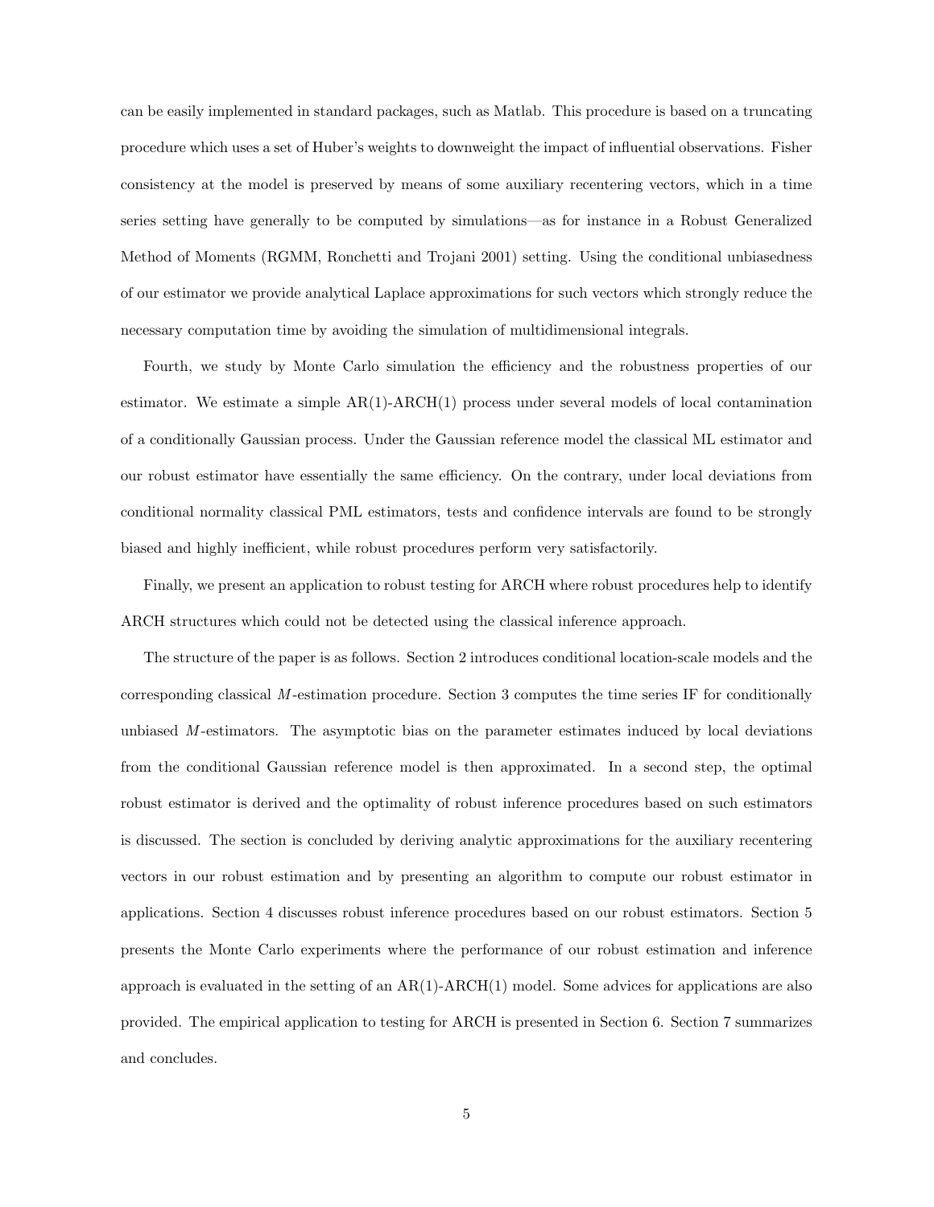can be easily implemented in standard packages, such as Matlab. This procedure is based on a truncating procedure which uses a set of Huber's weights to downweight the impact of influential observations. Fisher consistency at the model is preserved by means of some auxiliary recentering vectors, which in a time series setting have generally to be computed by simulations—as for instance in a Robust Generalized Method of Moments (RGMM, Ronchetti and Trojani 2001) setting. Using the conditional unbiasedness of our estimator we provide analytical Laplace approximations for such vectors which strongly reduce the necessary computation time by avoiding the simulation of multidimensional integrals.

Fourth, we study by Monte Carlo simulation the efficiency and the robustness properties of our estimator. We estimate a simple AR(1)-ARCH(1) process under several models of local contamination of a conditionally Gaussian process. Under the Gaussian reference model the classical ML estimator and our robust estimator have essentially the same efficiency. On the contrary, under local deviations from conditional normality classical PML estimators, tests and confidence intervals are found to be strongly biased and highly inefficient, while robust procedures perform very satisfactorily.

Finally, we present an application to robust testing for ARCH where robust procedures help to identify ARCH structures which could not be detected using the classical inference approach.

The structure of the paper is as follows. Section 2 introduces conditional location-scale models and the corresponding classical $M$-estimation procedure. Section 3 computes the time series IF for conditionally unbiased $M$-estimators. The asymptotic bias on the parameter estimates induced by local deviations from the conditional Gaussian reference model is then approximated. In a second step, the optimal robust estimator is derived and the optimality of robust inference procedures based on such estimators is discussed. The section is concluded by deriving analytic approximations for the auxiliary recentering vectors in our robust estimation and by presenting an algorithm to compute our robust estimator in applications. Section 4 discusses robust inference procedures based on our robust estimators. Section 5 presents the Monte Carlo experiments where the performance of our robust estimation and inference approach is evaluated in the setting of an AR(1)-ARCH(1) model. Some advices for applications are also provided. The empirical application to testing for ARCH is presented in Section 6. Section 7 summarizes and concludes.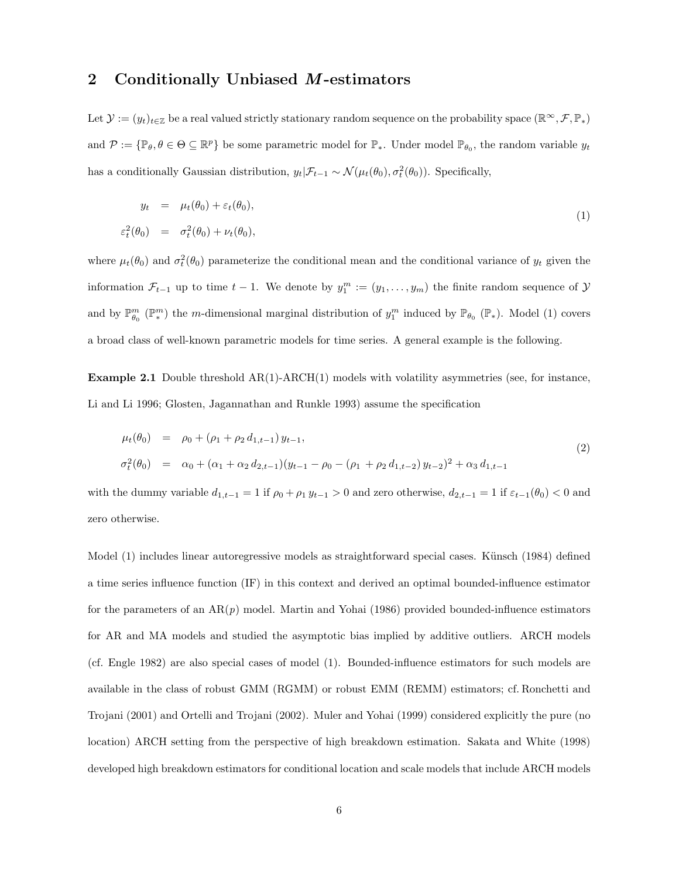## 2 Conditionally Unbiased $M$-estimators

Let $\mathcal{Y} := (y_t)_{t\in\mathbb{Z}}$ be a real valued strictly stationary random sequence on the probability space $(\mathbb{R}^\infty, \mathcal{F}, \mathbb{P}_*)$ and $\mathcal{P} := \{\mathbb{P}_\theta, \theta \in \Theta \subseteq \mathbb{R}^p\}$ be some parametric model for $\mathbb{P}_*$. Under model $\mathbb{P}_{\theta_0}$, the random variable $y_t$ has a conditionally Gaussian distribution, $y_t|\mathcal{F}_{t-1} \sim \mathcal{N}(\mu_t(\theta_0), \sigma_t^2(\theta_0))$. Specifically,

$$
\begin{aligned}
y_t &= \mu_t(\theta_0) + \varepsilon_t(\theta_0), \\
\varepsilon_t^2(\theta_0) &= \sigma_t^2(\theta_0) + \nu_t(\theta_0),
\end{aligned}
\tag{1}
$$

where $\mu_t(\theta_0)$ and $\sigma_t^2(\theta_0)$ parameterize the conditional mean and the conditional variance of $y_t$ given the information $\mathcal{F}_{t-1}$ up to time $t-1$. We denote by $y_1^m := (y_1, \ldots, y_m)$ the finite random sequence of $\mathcal{Y}$ and by $\mathbb{P}_{\theta_0}^m$ ($\mathbb{P}_*^m$) the $m$-dimensional marginal distribution of $y_1^m$ induced by $\mathbb{P}_{\theta_0}$ ($\mathbb{P}_*$). Model (1) covers a broad class of well-known parametric models for time series. A general example is the following.

**Example 2.1** Double threshold AR(1)-ARCH(1) models with volatility asymmetries (see, for instance, Li and Li 1996; Glosten, Jagannathan and Runkle 1993) assume the specification

$$
\begin{aligned}
\mu_t(\theta_0) &= \rho_0 + (\rho_1 + \rho_2\, d_{1,t-1})\, y_{t-1}, \\
\sigma_t^2(\theta_0) &= \alpha_0 + (\alpha_1 + \alpha_2\, d_{2,t-1})(y_{t-1} - \rho_0 - (\rho_1 + \rho_2\, d_{1,t-2})\, y_{t-2})^2 + \alpha_3\, d_{1,t-1}
\end{aligned}
\tag{2}
$$

with the dummy variable $d_{1,t-1} = 1$ if $\rho_0 + \rho_1\, y_{t-1} > 0$ and zero otherwise, $d_{2,t-1} = 1$ if $\varepsilon_{t-1}(\theta_0) < 0$ and zero otherwise.

Model (1) includes linear autoregressive models as straightforward special cases. Künsch (1984) defined a time series influence function (IF) in this context and derived an optimal bounded-influence estimator for the parameters of an AR($p$) model. Martin and Yohai (1986) provided bounded-influence estimators for AR and MA models and studied the asymptotic bias implied by additive outliers. ARCH models (cf. Engle 1982) are also special cases of model (1). Bounded-influence estimators for such models are available in the class of robust GMM (RGMM) or robust EMM (REMM) estimators; cf. Ronchetti and Trojani (2001) and Ortelli and Trojani (2002). Muler and Yohai (1999) considered explicitly the pure (no location) ARCH setting from the perspective of high breakdown estimation. Sakata and White (1998) developed high breakdown estimators for conditional location and scale models that include ARCH models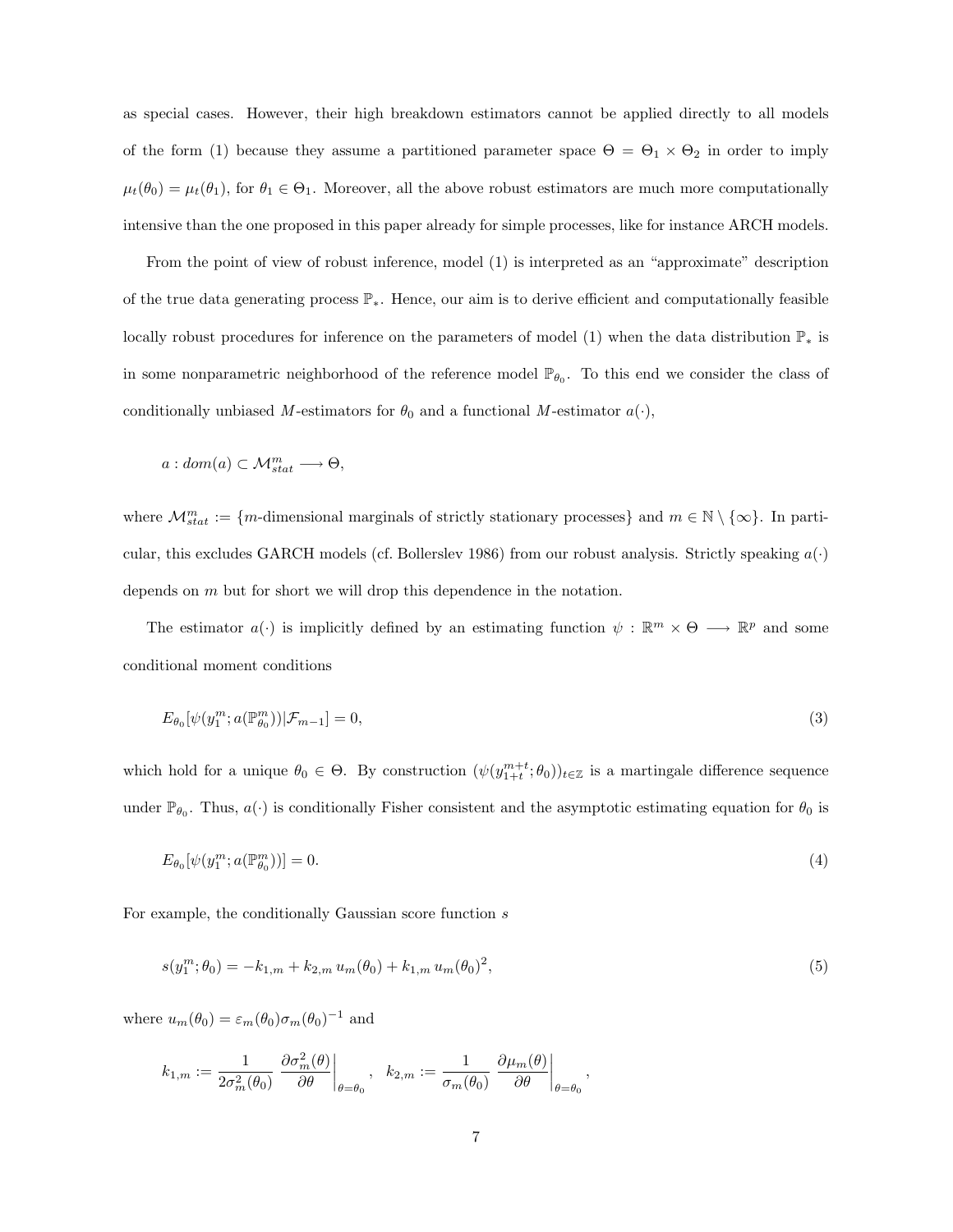as special cases. However, their high breakdown estimators cannot be applied directly to all models of the form (1) because they assume a partitioned parameter space $\Theta = \Theta_1 \times \Theta_2$ in order to imply $\mu_t(\theta_0) = \mu_t(\theta_1)$, for $\theta_1 \in \Theta_1$. Moreover, all the above robust estimators are much more computationally intensive than the one proposed in this paper already for simple processes, like for instance ARCH models.

From the point of view of robust inference, model (1) is interpreted as an "approximate" description of the true data generating process $\mathbb{P}_*$. Hence, our aim is to derive efficient and computationally feasible locally robust procedures for inference on the parameters of model (1) when the data distribution $\mathbb{P}_*$ is in some nonparametric neighborhood of the reference model $\mathbb{P}_{\theta_0}$. To this end we consider the class of conditionally unbiased $M$-estimators for $\theta_0$ and a functional $M$-estimator $a(\cdot)$,

$$a : dom(a) \subset \mathcal{M}^m_{stat} \longrightarrow \Theta,$$

where $\mathcal{M}^m_{stat} :=$ {$m$-dimensional marginals of strictly stationary processes} and $m \in \mathbb{N} \setminus \{\infty\}$. In particular, this excludes GARCH models (cf. Bollerslev 1986) from our robust analysis. Strictly speaking $a(\cdot)$ depends on $m$ but for short we will drop this dependence in the notation.

The estimator $a(\cdot)$ is implicitly defined by an estimating function $\psi : \mathbb{R}^m \times \Theta \longrightarrow \mathbb{R}^p$ and some conditional moment conditions

$$E_{\theta_0}[\psi(y_1^m; a(\mathbb{P}^m_{\theta_0}))|\mathcal{F}_{m-1}] = 0, \tag{3}$$

which hold for a unique $\theta_0 \in \Theta$. By construction $(\psi(y^{m+t}_{1+t}; \theta_0))_{t\in\mathbb{Z}}$ is a martingale difference sequence under $\mathbb{P}_{\theta_0}$. Thus, $a(\cdot)$ is conditionally Fisher consistent and the asymptotic estimating equation for $\theta_0$ is

$$E_{\theta_0}[\psi(y_1^m; a(\mathbb{P}^m_{\theta_0}))] = 0. \tag{4}$$

For example, the conditionally Gaussian score function $s$

$$s(y_1^m; \theta_0) = -k_{1,m} + k_{2,m}\, u_m(\theta_0) + k_{1,m}\, u_m(\theta_0)^2, \tag{5}$$

where $u_m(\theta_0) = \varepsilon_m(\theta_0)\sigma_m(\theta_0)^{-1}$ and

$$k_{1,m} := \frac{1}{2\sigma^2_m(\theta_0)} \left.\frac{\partial \sigma^2_m(\theta)}{\partial \theta}\right|_{\theta=\theta_0}, \quad k_{2,m} := \frac{1}{\sigma_m(\theta_0)} \left.\frac{\partial \mu_m(\theta)}{\partial \theta}\right|_{\theta=\theta_0},$$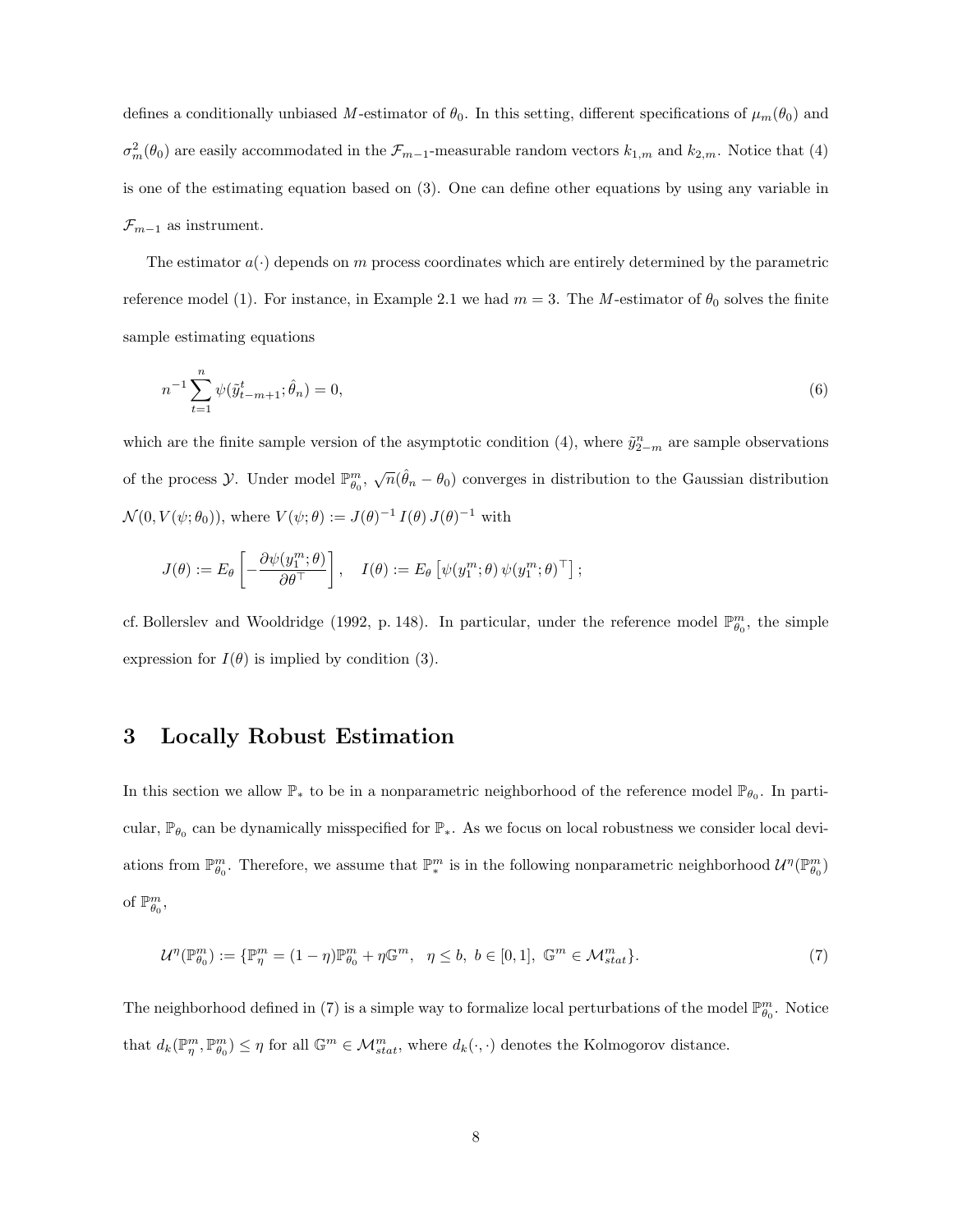defines a conditionally unbiased $M$-estimator of $\theta_0$. In this setting, different specifications of $\mu_m(\theta_0)$ and $\sigma_m^2(\theta_0)$ are easily accommodated in the $\mathcal{F}_{m-1}$-measurable random vectors $k_{1,m}$ and $k_{2,m}$. Notice that (4) is one of the estimating equation based on (3). One can define other equations by using any variable in $\mathcal{F}_{m-1}$ as instrument.

The estimator $a(\cdot)$ depends on $m$ process coordinates which are entirely determined by the parametric reference model (1). For instance, in Example 2.1 we had $m = 3$. The $M$-estimator of $\theta_0$ solves the finite sample estimating equations

$$n^{-1} \sum_{t=1}^{n} \psi(\tilde{y}_{t-m+1}^{t}; \hat{\theta}_n) = 0, \tag{6}$$

which are the finite sample version of the asymptotic condition (4), where $\tilde{y}_{2-m}^{n}$ are sample observations of the process $\mathcal{Y}$. Under model $\mathbb{P}_{\theta_0}^m$, $\sqrt{n}(\hat{\theta}_n - \theta_0)$ converges in distribution to the Gaussian distribution $\mathcal{N}(0, V(\psi; \theta_0))$, where $V(\psi; \theta) := J(\theta)^{-1} I(\theta) J(\theta)^{-1}$ with

$$J(\theta) := E_\theta \left[ -\frac{\partial \psi(y_1^m; \theta)}{\partial \theta^\top} \right], \quad I(\theta) := E_\theta \left[ \psi(y_1^m; \theta) \, \psi(y_1^m; \theta)^\top \right];$$

cf. Bollerslev and Wooldridge (1992, p. 148). In particular, under the reference model $\mathbb{P}_{\theta_0}^m$, the simple expression for $I(\theta)$ is implied by condition (3).

## 3 Locally Robust Estimation

In this section we allow $\mathbb{P}_*$ to be in a nonparametric neighborhood of the reference model $\mathbb{P}_{\theta_0}$. In particular, $\mathbb{P}_{\theta_0}$ can be dynamically misspecified for $\mathbb{P}_*$. As we focus on local robustness we consider local deviations from $\mathbb{P}_{\theta_0}^m$. Therefore, we assume that $\mathbb{P}_*^m$ is in the following nonparametric neighborhood $\mathcal{U}^\eta(\mathbb{P}_{\theta_0}^m)$ of $\mathbb{P}_{\theta_0}^m$,

$$\mathcal{U}^\eta(\mathbb{P}_{\theta_0}^m) := \{\mathbb{P}_\eta^m = (1-\eta)\mathbb{P}_{\theta_0}^m + \eta \mathbb{G}^m, \quad \eta \le b, \ b \in [0,1], \ \mathbb{G}^m \in \mathcal{M}_{stat}^m\}. \tag{7}$$

The neighborhood defined in (7) is a simple way to formalize local perturbations of the model $\mathbb{P}_{\theta_0}^m$. Notice that $d_k(\mathbb{P}_\eta^m, \mathbb{P}_{\theta_0}^m) \le \eta$ for all $\mathbb{G}^m \in \mathcal{M}_{stat}^m$, where $d_k(\cdot, \cdot)$ denotes the Kolmogorov distance.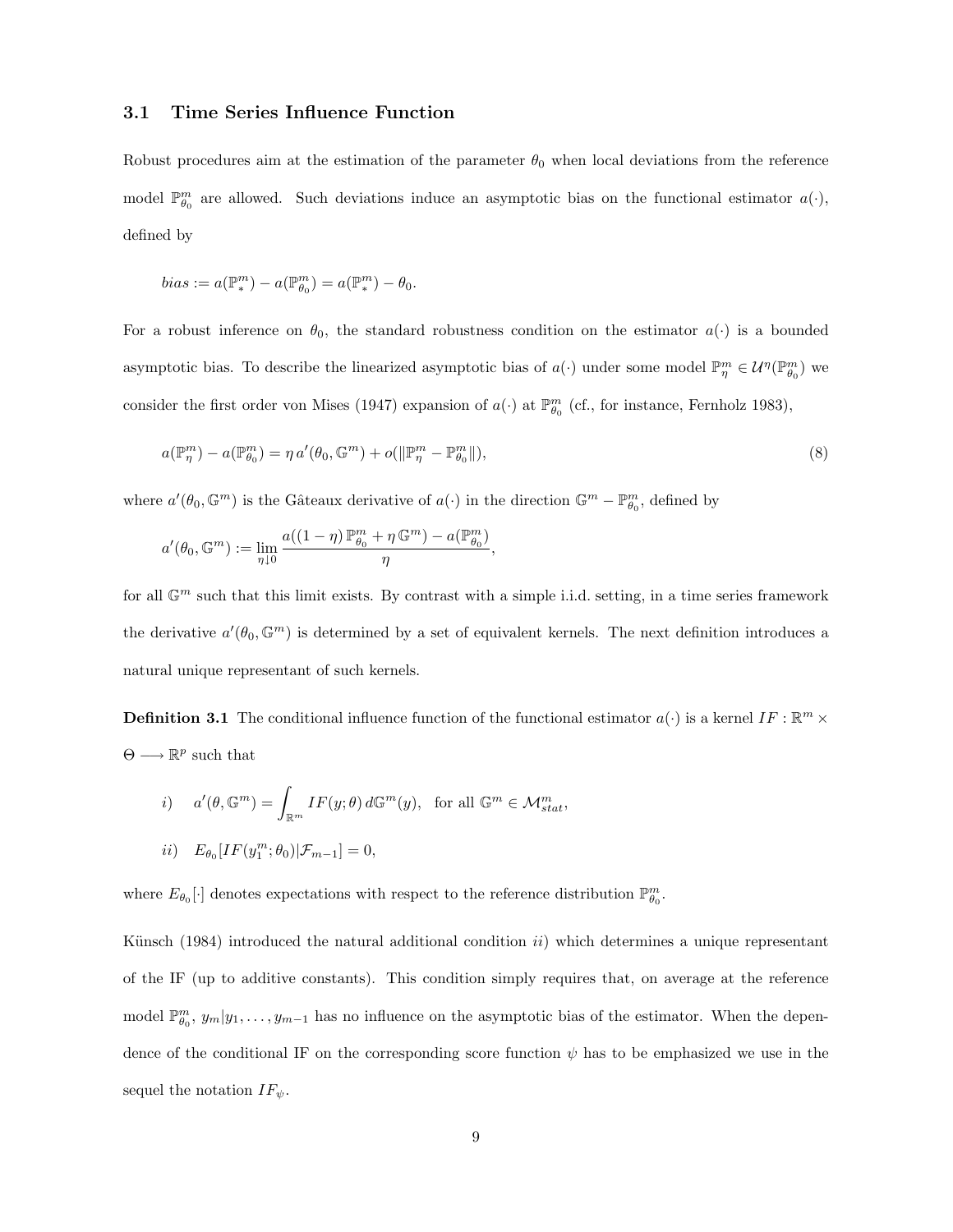### 3.1 Time Series Influence Function

Robust procedures aim at the estimation of the parameter $\theta_0$ when local deviations from the reference model $\mathbb{P}_{\theta_0}^m$ are allowed. Such deviations induce an asymptotic bias on the functional estimator $a(\cdot)$, defined by

$$bias := a(\mathbb{P}_*^m) - a(\mathbb{P}_{\theta_0}^m) = a(\mathbb{P}_*^m) - \theta_0.$$

For a robust inference on $\theta_0$, the standard robustness condition on the estimator $a(\cdot)$ is a bounded asymptotic bias. To describe the linearized asymptotic bias of $a(\cdot)$ under some model $\mathbb{P}_\eta^m \in \mathcal{U}^\eta(\mathbb{P}_{\theta_0}^m)$ we consider the first order von Mises (1947) expansion of $a(\cdot)$ at $\mathbb{P}_{\theta_0}^m$ (cf., for instance, Fernholz 1983),

$$a(\mathbb{P}_\eta^m) - a(\mathbb{P}_{\theta_0}^m) = \eta\, a'(\theta_0, \mathbb{G}^m) + o(\|\mathbb{P}_\eta^m - \mathbb{P}_{\theta_0}^m\|), \tag{8}$$

where $a'(\theta_0, \mathbb{G}^m)$ is the Gâteaux derivative of $a(\cdot)$ in the direction $\mathbb{G}^m - \mathbb{P}_{\theta_0}^m$, defined by

$$a'(\theta_0, \mathbb{G}^m) := \lim_{\eta \downarrow 0} \frac{a((1-\eta)\,\mathbb{P}_{\theta_0}^m + \eta\,\mathbb{G}^m) - a(\mathbb{P}_{\theta_0}^m)}{\eta},$$

for all $\mathbb{G}^m$ such that this limit exists. By contrast with a simple i.i.d. setting, in a time series framework the derivative $a'(\theta_0, \mathbb{G}^m)$ is determined by a set of equivalent kernels. The next definition introduces a natural unique representant of such kernels.

**Definition 3.1** The conditional influence function of the functional estimator $a(\cdot)$ is a kernel $IF : \mathbb{R}^m \times \Theta \longrightarrow \mathbb{R}^p$ such that

$$i) \quad a'(\theta, \mathbb{G}^m) = \int_{\mathbb{R}^m} IF(y; \theta)\, d\mathbb{G}^m(y), \quad \text{for all } \mathbb{G}^m \in \mathcal{M}_{stat}^m,$$

$$ii) \quad E_{\theta_0}[IF(y_1^m; \theta_0) | \mathcal{F}_{m-1}] = 0,$$

where $E_{\theta_0}[\cdot]$ denotes expectations with respect to the reference distribution $\mathbb{P}_{\theta_0}^m$.

Künsch (1984) introduced the natural additional condition *ii)* which determines a unique representant of the IF (up to additive constants). This condition simply requires that, on average at the reference model $\mathbb{P}_{\theta_0}^m$, $y_m | y_1, \ldots, y_{m-1}$ has no influence on the asymptotic bias of the estimator. When the dependence of the conditional IF on the corresponding score function $\psi$ has to be emphasized we use in the sequel the notation $IF_\psi$.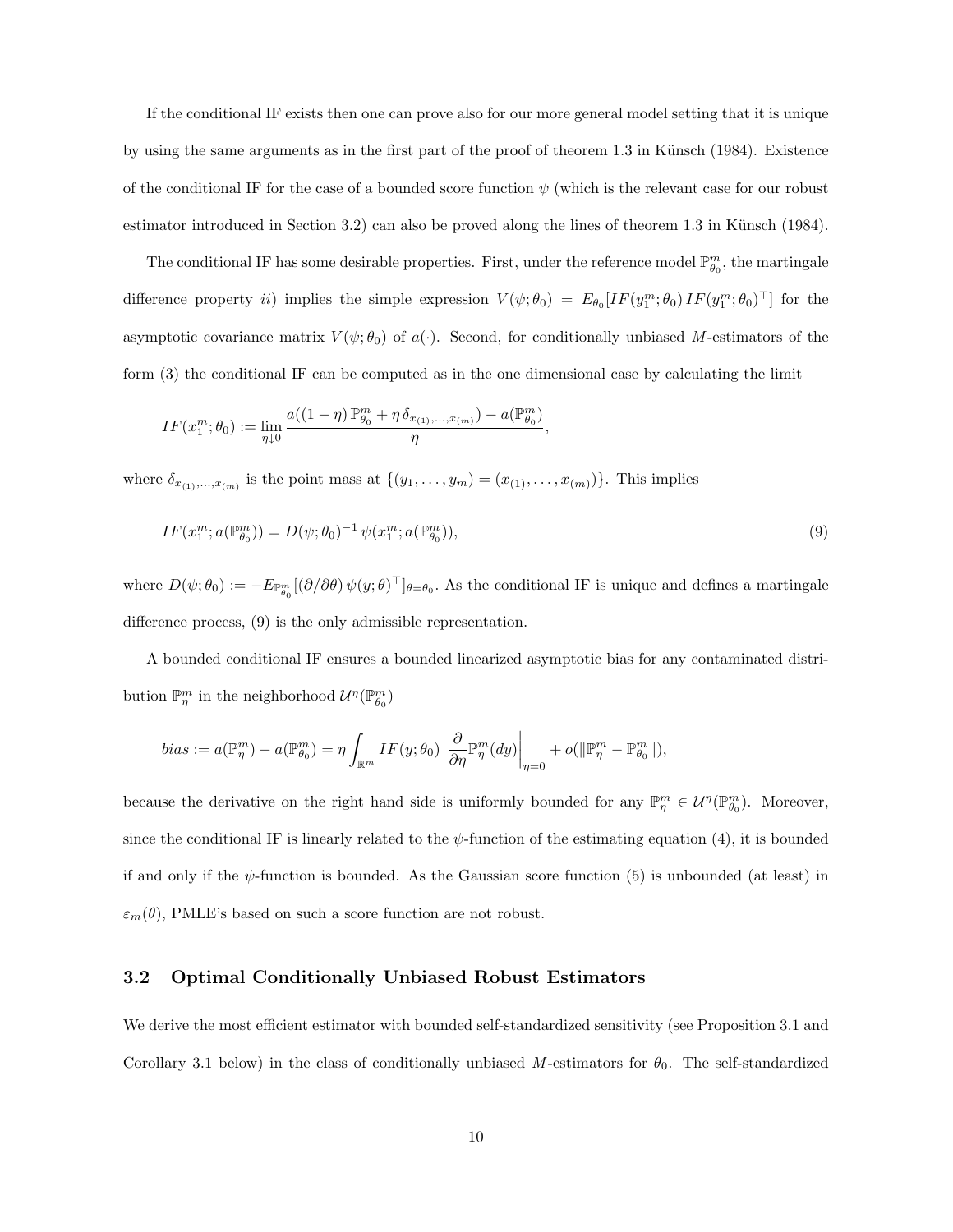If the conditional IF exists then one can prove also for our more general model setting that it is unique by using the same arguments as in the first part of the proof of theorem 1.3 in Künsch (1984). Existence of the conditional IF for the case of a bounded score function $\psi$ (which is the relevant case for our robust estimator introduced in Section 3.2) can also be proved along the lines of theorem 1.3 in Künsch (1984).

The conditional IF has some desirable properties. First, under the reference model $\mathbb{P}^m_{\theta_0}$, the martingale difference property *ii)* implies the simple expression $V(\psi;\theta_0) = E_{\theta_0}[IF(y_1^m;\theta_0)\, IF(y_1^m;\theta_0)^\top]$ for the asymptotic covariance matrix $V(\psi;\theta_0)$ of $a(\cdot)$. Second, for conditionally unbiased $M$-estimators of the form (3) the conditional IF can be computed as in the one dimensional case by calculating the limit

$$IF(x_1^m;\theta_0) := \lim_{\eta \downarrow 0} \frac{a((1-\eta)\,\mathbb{P}^m_{\theta_0} + \eta\,\delta_{x_{(1)},\ldots,x_{(m)}}) - a(\mathbb{P}^m_{\theta_0})}{\eta},$$

where $\delta_{x_{(1)},\ldots,x_{(m)}}$ is the point mass at $\{(y_1,\ldots,y_m) = (x_{(1)},\ldots,x_{(m)})\}$. This implies

$$IF(x_1^m; a(\mathbb{P}^m_{\theta_0})) = D(\psi;\theta_0)^{-1}\,\psi(x_1^m; a(\mathbb{P}^m_{\theta_0})), \tag{9}$$

where $D(\psi;\theta_0) := -E_{\mathbb{P}^m_{\theta_0}}[(\partial/\partial\theta)\,\psi(y;\theta)^\top]_{\theta=\theta_0}$. As the conditional IF is unique and defines a martingale difference process, (9) is the only admissible representation.

A bounded conditional IF ensures a bounded linearized asymptotic bias for any contaminated distribution $\mathbb{P}^m_\eta$ in the neighborhood $\mathcal{U}^\eta(\mathbb{P}^m_{\theta_0})$

$$bias := a(\mathbb{P}^m_\eta) - a(\mathbb{P}^m_{\theta_0}) = \eta \int_{\mathbb{R}^m} IF(y;\theta_0)\; \frac{\partial}{\partial\eta}\mathbb{P}^m_\eta(dy)\bigg|_{\eta=0} + o(\|\mathbb{P}^m_\eta - \mathbb{P}^m_{\theta_0}\|),$$

because the derivative on the right hand side is uniformly bounded for any $\mathbb{P}^m_\eta \in \mathcal{U}^\eta(\mathbb{P}^m_{\theta_0})$. Moreover, since the conditional IF is linearly related to the $\psi$-function of the estimating equation (4), it is bounded if and only if the $\psi$-function is bounded. As the Gaussian score function (5) is unbounded (at least) in $\varepsilon_m(\theta)$, PMLE's based on such a score function are not robust.

### 3.2 Optimal Conditionally Unbiased Robust Estimators

We derive the most efficient estimator with bounded self-standardized sensitivity (see Proposition 3.1 and Corollary 3.1 below) in the class of conditionally unbiased $M$-estimators for $\theta_0$. The self-standardized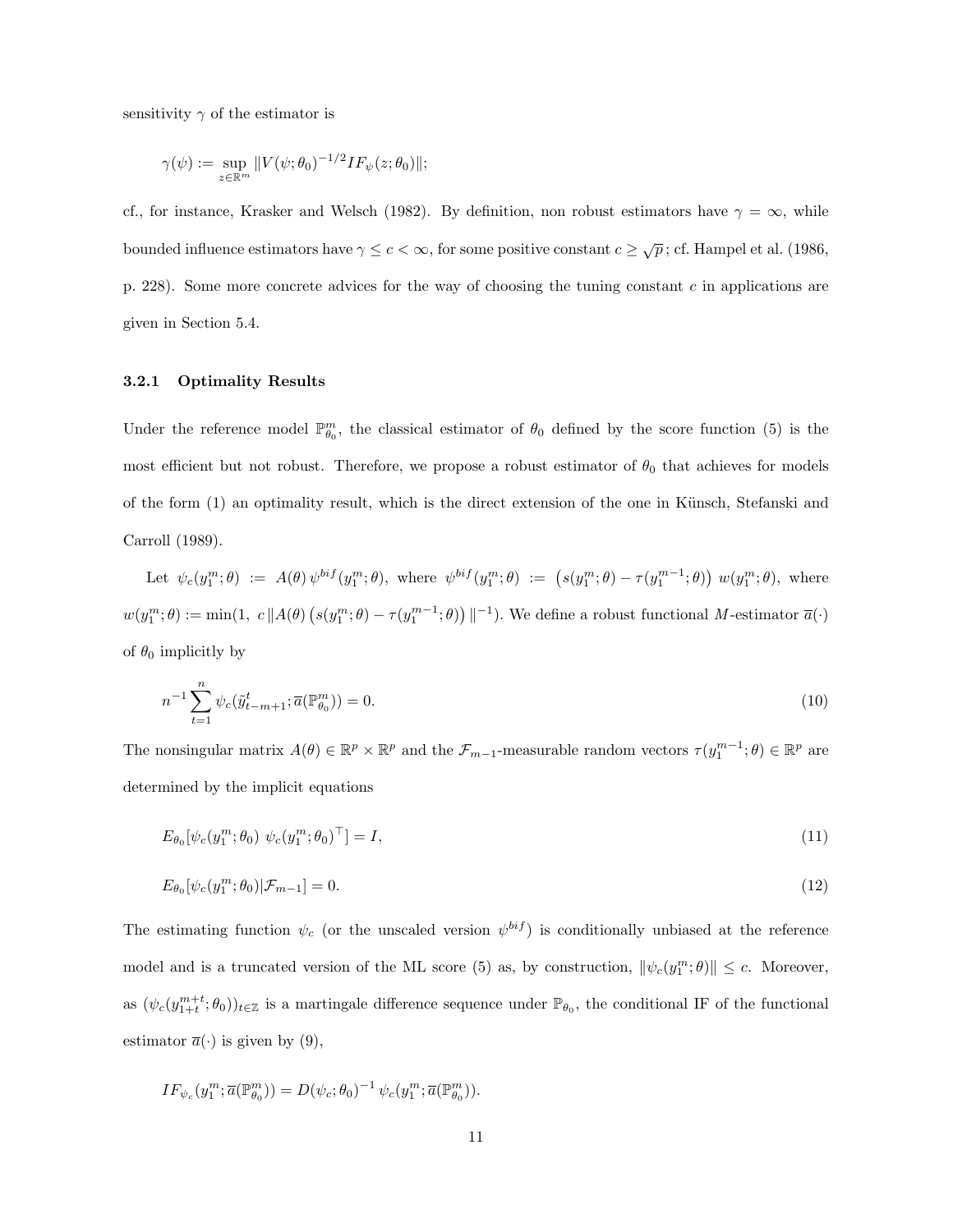sensitivity $\gamma$ of the estimator is

$$\gamma(\psi) := \sup_{z \in \mathbb{R}^m} \|V(\psi;\theta_0)^{-1/2} IF_\psi(z;\theta_0)\|;$$

cf., for instance, Krasker and Welsch (1982). By definition, non robust estimators have $\gamma = \infty$, while bounded influence estimators have $\gamma \leq c < \infty$, for some positive constant $c \geq \sqrt{p}$; cf. Hampel et al. (1986, p. 228). Some more concrete advices for the way of choosing the tuning constant $c$ in applications are given in Section 5.4.

### 3.2.1 Optimality Results

Under the reference model $\mathbb{P}^m_{\theta_0}$, the classical estimator of $\theta_0$ defined by the score function (5) is the most efficient but not robust. Therefore, we propose a robust estimator of $\theta_0$ that achieves for models of the form (1) an optimality result, which is the direct extension of the one in Künsch, Stefanski and Carroll (1989).

Let $\psi_c(y_1^m;\theta) := A(\theta)\,\psi^{bif}(y_1^m;\theta)$, where $\psi^{bif}(y_1^m;\theta) := \big(s(y_1^m;\theta) - \tau(y_1^{m-1};\theta)\big)\, w(y_1^m;\theta)$, where $w(y_1^m;\theta) := \min(1,\ c\,\|A(\theta)\big(s(y_1^m;\theta) - \tau(y_1^{m-1};\theta)\big)\|^{-1})$. We define a robust functional $M$-estimator $\overline{a}(\cdot)$ of $\theta_0$ implicitly by

$$n^{-1}\sum_{t=1}^{n} \psi_c(\tilde{y}_{t-m+1}^t;\overline{a}(\mathbb{P}^m_{\theta_0})) = 0. \tag{10}$$

The nonsingular matrix $A(\theta) \in \mathbb{R}^p \times \mathbb{R}^p$ and the $\mathcal{F}_{m-1}$-measurable random vectors $\tau(y_1^{m-1};\theta) \in \mathbb{R}^p$ are determined by the implicit equations

$$E_{\theta_0}[\psi_c(y_1^m;\theta_0)\ \psi_c(y_1^m;\theta_0)^\top] = I, \tag{11}$$

$$E_{\theta_0}[\psi_c(y_1^m;\theta_0)|\mathcal{F}_{m-1}] = 0. \tag{12}$$

The estimating function $\psi_c$ (or the unscaled version $\psi^{bif}$) is conditionally unbiased at the reference model and is a truncated version of the ML score (5) as, by construction, $\|\psi_c(y_1^m;\theta)\| \leq c$. Moreover, as $(\psi_c(y_{1+t}^{m+t};\theta_0))_{t\in\mathbb{Z}}$ is a martingale difference sequence under $\mathbb{P}_{\theta_0}$, the conditional IF of the functional estimator $\overline{a}(\cdot)$ is given by (9),

$$IF_{\psi_c}(y_1^m;\overline{a}(\mathbb{P}^m_{\theta_0})) = D(\psi_c;\theta_0)^{-1}\,\psi_c(y_1^m;\overline{a}(\mathbb{P}^m_{\theta_0})).$$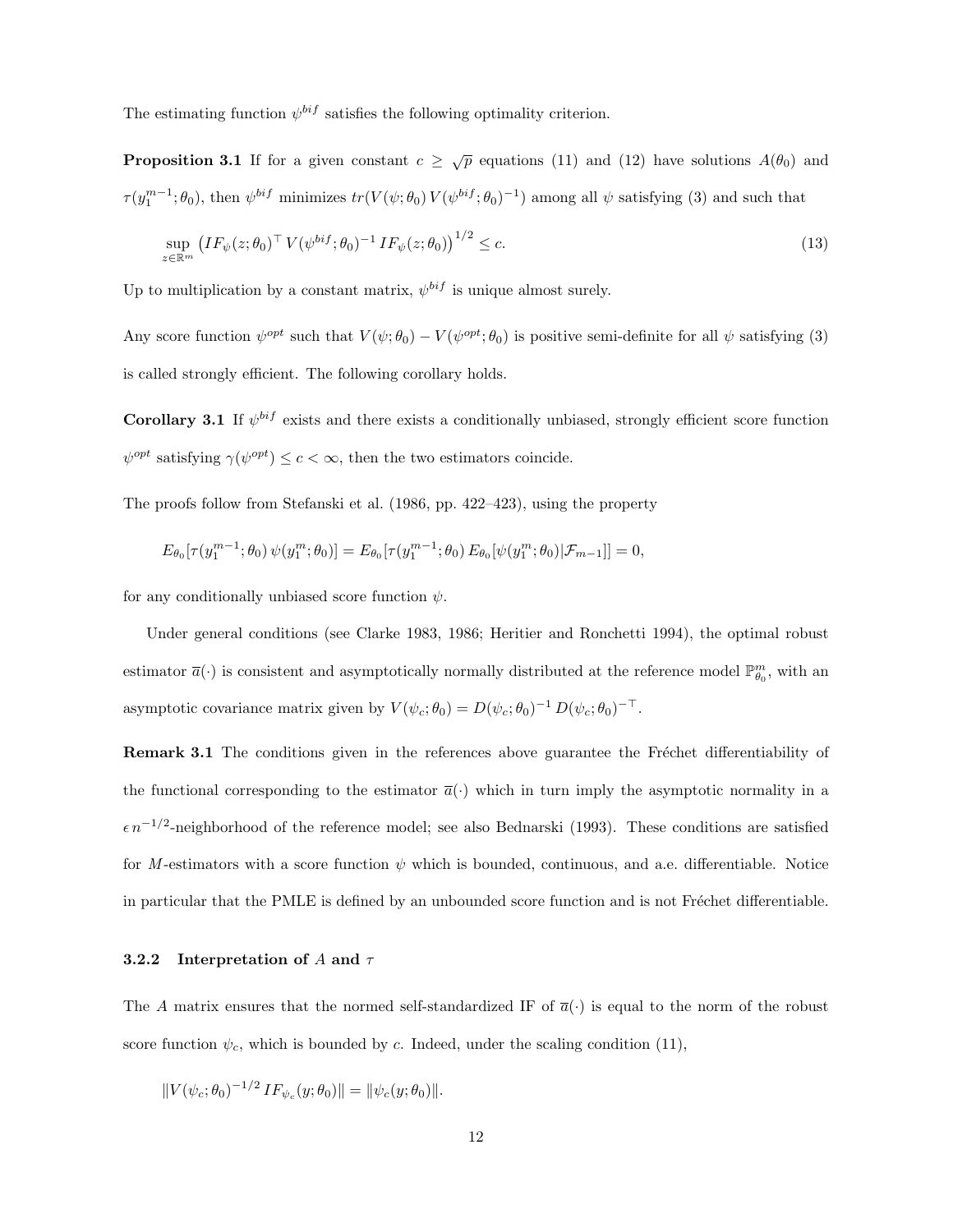The estimating function $\psi^{bif}$ satisfies the following optimality criterion.

**Proposition 3.1** If for a given constant $c \geq \sqrt{p}$ equations (11) and (12) have solutions $A(\theta_0)$ and $\tau(y_1^{m-1};\theta_0)$, then $\psi^{bif}$ minimizes $tr(V(\psi;\theta_0)\, V(\psi^{bif};\theta_0)^{-1})$ among all $\psi$ satisfying (3) and such that

$$\sup_{z\in\mathbb{R}^m} \left(IF_\psi(z;\theta_0)^\top\, V(\psi^{bif};\theta_0)^{-1}\, IF_\psi(z;\theta_0)\right)^{1/2} \leq c. \tag{13}$$

Up to multiplication by a constant matrix, $\psi^{bif}$ is unique almost surely.

Any score function $\psi^{opt}$ such that $V(\psi;\theta_0) - V(\psi^{opt};\theta_0)$ is positive semi-definite for all $\psi$ satisfying (3) is called strongly efficient. The following corollary holds.

**Corollary 3.1** If $\psi^{bif}$ exists and there exists a conditionally unbiased, strongly efficient score function $\psi^{opt}$ satisfying $\gamma(\psi^{opt}) \leq c < \infty$, then the two estimators coincide.

The proofs follow from Stefanski et al. (1986, pp. 422–423), using the property

$$E_{\theta_0}[\tau(y_1^{m-1};\theta_0)\, \psi(y_1^m;\theta_0)] = E_{\theta_0}[\tau(y_1^{m-1};\theta_0)\, E_{\theta_0}[\psi(y_1^m;\theta_0)|\mathcal{F}_{m-1}]] = 0,$$

for any conditionally unbiased score function $\psi$.

Under general conditions (see Clarke 1983, 1986; Heritier and Ronchetti 1994), the optimal robust estimator $\overline{a}(\cdot)$ is consistent and asymptotically normally distributed at the reference model $\mathbb{P}_{\theta_0}^m$, with an asymptotic covariance matrix given by $V(\psi_c;\theta_0) = D(\psi_c;\theta_0)^{-1}\, D(\psi_c;\theta_0)^{-\top}$.

**Remark 3.1** The conditions given in the references above guarantee the Fréchet differentiability of the functional corresponding to the estimator $\overline{a}(\cdot)$ which in turn imply the asymptotic normality in a $\epsilon\, n^{-1/2}$-neighborhood of the reference model; see also Bednarski (1993). These conditions are satisfied for $M$-estimators with a score function $\psi$ which is bounded, continuous, and a.e. differentiable. Notice in particular that the PMLE is defined by an unbounded score function and is not Fréchet differentiable.

### 3.2.2 Interpretation of $A$ and $\tau$

The $A$ matrix ensures that the normed self-standardized IF of $\overline{a}(\cdot)$ is equal to the norm of the robust score function $\psi_c$, which is bounded by $c$. Indeed, under the scaling condition (11),

$$\|V(\psi_c;\theta_0)^{-1/2}\, IF_{\psi_c}(y;\theta_0)\| = \|\psi_c(y;\theta_0)\|.$$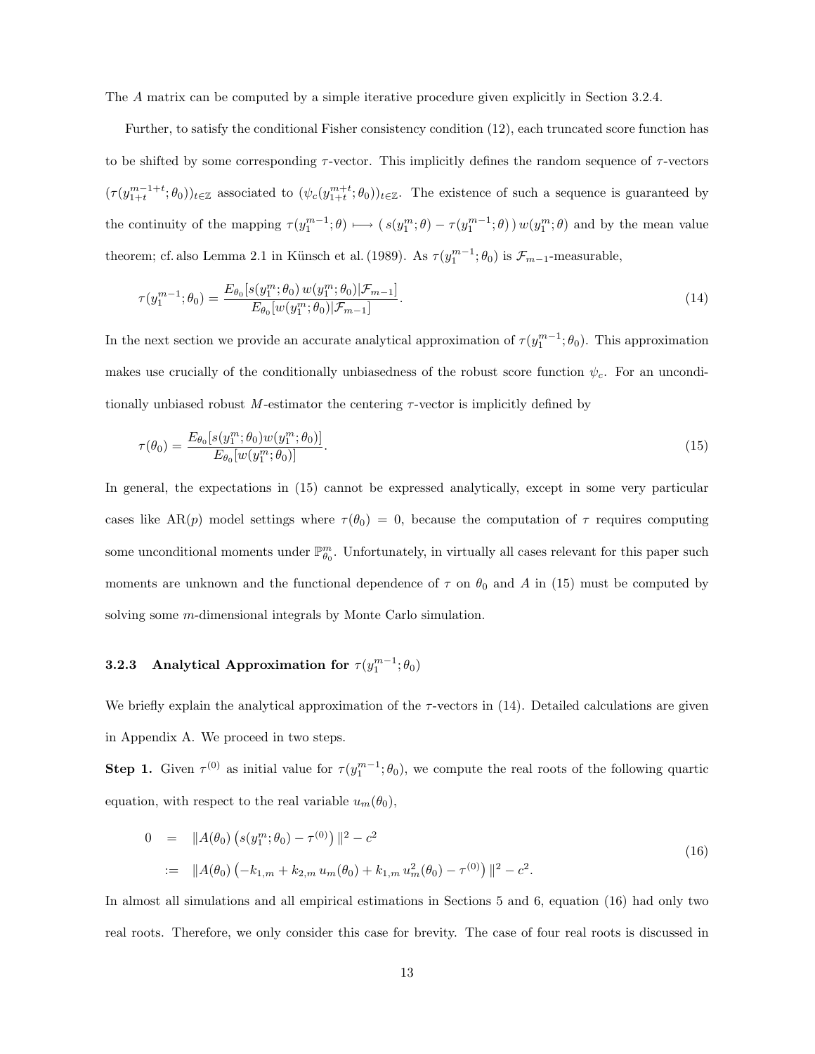The $A$ matrix can be computed by a simple iterative procedure given explicitly in Section 3.2.4.

Further, to satisfy the conditional Fisher consistency condition (12), each truncated score function has to be shifted by some corresponding $\tau$-vector. This implicitly defines the random sequence of $\tau$-vectors $(\tau(y_{1+t}^{m-1+t};\theta_0))_{t\in\mathbb{Z}}$ associated to $(\psi_c(y_{1+t}^{m+t};\theta_0))_{t\in\mathbb{Z}}$. The existence of such a sequence is guaranteed by the continuity of the mapping $\tau(y_1^{m-1};\theta) \longmapsto (\, s(y_1^m;\theta) - \tau(y_1^{m-1};\theta)\,)\, w(y_1^m;\theta)$ and by the mean value theorem; cf. also Lemma 2.1 in Künsch et al. (1989). As $\tau(y_1^{m-1};\theta_0)$ is $\mathcal{F}_{m-1}$-measurable,

$$
\tau(y_1^{m-1};\theta_0) = \frac{E_{\theta_0}[s(y_1^m;\theta_0)\, w(y_1^m;\theta_0)|\mathcal{F}_{m-1}]}{E_{\theta_0}[w(y_1^m;\theta_0)|\mathcal{F}_{m-1}]}. \tag{14}
$$

In the next section we provide an accurate analytical approximation of $\tau(y_1^{m-1};\theta_0)$. This approximation makes use crucially of the conditionally unbiasedness of the robust score function $\psi_c$. For an unconditionally unbiased robust $M$-estimator the centering $\tau$-vector is implicitly defined by

$$
\tau(\theta_0) = \frac{E_{\theta_0}[s(y_1^m;\theta_0) w(y_1^m;\theta_0)]}{E_{\theta_0}[w(y_1^m;\theta_0)]}. \tag{15}
$$

In general, the expectations in (15) cannot be expressed analytically, except in some very particular cases like AR($p$) model settings where $\tau(\theta_0) = 0$, because the computation of $\tau$ requires computing some unconditional moments under $\mathbb{P}_{\theta_0}^m$. Unfortunately, in virtually all cases relevant for this paper such moments are unknown and the functional dependence of $\tau$ on $\theta_0$ and $A$ in (15) must be computed by solving some $m$-dimensional integrals by Monte Carlo simulation.

### 3.2.3 Analytical Approximation for $\tau(y_1^{m-1};\theta_0)$

We briefly explain the analytical approximation of the $\tau$-vectors in (14). Detailed calculations are given in Appendix A. We proceed in two steps.

**Step 1.** Given $\tau^{(0)}$ as initial value for $\tau(y_1^{m-1};\theta_0)$, we compute the real roots of the following quartic equation, with respect to the real variable $u_m(\theta_0)$,

$$
\begin{aligned}
0 &= \|A(\theta_0)\left(s(y_1^m;\theta_0) - \tau^{(0)}\right)\|^2 - c^2 \\
&:= \|A(\theta_0)\left(-k_{1,m} + k_{2,m}\, u_m(\theta_0) + k_{1,m}\, u_m^2(\theta_0) - \tau^{(0)}\right)\|^2 - c^2.
\end{aligned} \tag{16}
$$

In almost all simulations and all empirical estimations in Sections 5 and 6, equation (16) had only two real roots. Therefore, we only consider this case for brevity. The case of four real roots is discussed in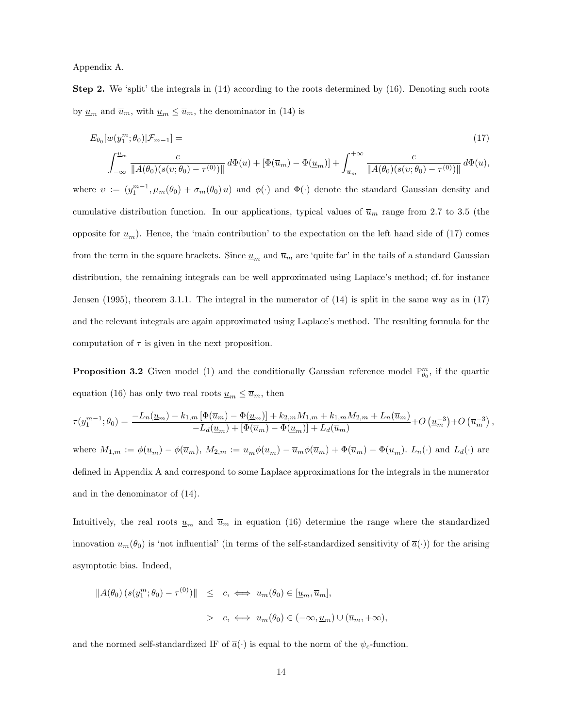Appendix A.

**Step 2.** We 'split' the integrals in (14) according to the roots determined by (16). Denoting such roots by $\underline{u}_m$ and $\overline{u}_m$, with $\underline{u}_m \le \overline{u}_m$, the denominator in (14) is

$$
\begin{aligned}
&E_{\theta_0}[w(y_1^m;\theta_0)|\mathcal{F}_{m-1}] = \qquad (17)\\
&\int_{-\infty}^{\underline{u}_m} \frac{c}{\|A(\theta_0)(s(\upsilon;\theta_0)-\tau^{(0)})\|}\,d\Phi(u) + [\Phi(\overline{u}_m)-\Phi(\underline{u}_m)] + \int_{\overline{u}_m}^{+\infty} \frac{c}{\|A(\theta_0)(s(\upsilon;\theta_0)-\tau^{(0)})\|}\,d\Phi(u),
\end{aligned}
$$

where $\upsilon := (y_1^{m-1}, \mu_m(\theta_0) + \sigma_m(\theta_0)\,u)$ and $\phi(\cdot)$ and $\Phi(\cdot)$ denote the standard Gaussian density and cumulative distribution function. In our applications, typical values of $\overline{u}_m$ range from 2.7 to 3.5 (the opposite for $\underline{u}_m$). Hence, the 'main contribution' to the expectation on the left hand side of (17) comes from the term in the square brackets. Since $\underline{u}_m$ and $\overline{u}_m$ are 'quite far' in the tails of a standard Gaussian distribution, the remaining integrals can be well approximated using Laplace's method; cf. for instance Jensen (1995), theorem 3.1.1. The integral in the numerator of (14) is split in the same way as in (17) and the relevant integrals are again approximated using Laplace's method. The resulting formula for the computation of $\tau$ is given in the next proposition.

**Proposition 3.2** Given model (1) and the conditionally Gaussian reference model $\mathbb{P}_{\theta_0}^m$, if the quartic equation (16) has only two real roots $\underline{u}_m \le \overline{u}_m$, then

$$
\tau(y_1^{m-1};\theta_0) = \frac{-L_n(\underline{u}_m) - k_{1,m}\,[\Phi(\overline{u}_m)-\Phi(\underline{u}_m)] + k_{2,m}M_{1,m} + k_{1,m}M_{2,m} + L_n(\overline{u}_m)}{-L_d(\underline{u}_m) + [\Phi(\overline{u}_m)-\Phi(\underline{u}_m)] + L_d(\overline{u}_m)} + O\left(\underline{u}_m^{-3}\right) + O\left(\overline{u}_m^{-3}\right),
$$

where $M_{1,m} := \phi(\underline{u}_m) - \phi(\overline{u}_m)$, $M_{2,m} := \underline{u}_m\phi(\underline{u}_m) - \overline{u}_m\phi(\overline{u}_m) + \Phi(\overline{u}_m) - \Phi(\underline{u}_m)$. $L_n(\cdot)$ and $L_d(\cdot)$ are defined in Appendix A and correspond to some Laplace approximations for the integrals in the numerator and in the denominator of (14).

Intuitively, the real roots $\underline{u}_m$ and $\overline{u}_m$ in equation (16) determine the range where the standardized innovation $u_m(\theta_0)$ is 'not influential' (in terms of the self-standardized sensitivity of $\overline{a}(\cdot)$) for the arising asymptotic bias. Indeed,

$$
\begin{aligned}
\|A(\theta_0)\,(s(y_1^m;\theta_0)-\tau^{(0)})\| \quad &\le \quad c, \iff u_m(\theta_0) \in [\underline{u}_m, \overline{u}_m],\\
&> \quad c, \iff u_m(\theta_0) \in (-\infty, \underline{u}_m) \cup (\overline{u}_m, +\infty),
\end{aligned}
$$

and the normed self-standardized IF of $\overline{a}(\cdot)$ is equal to the norm of the $\psi_c$-function.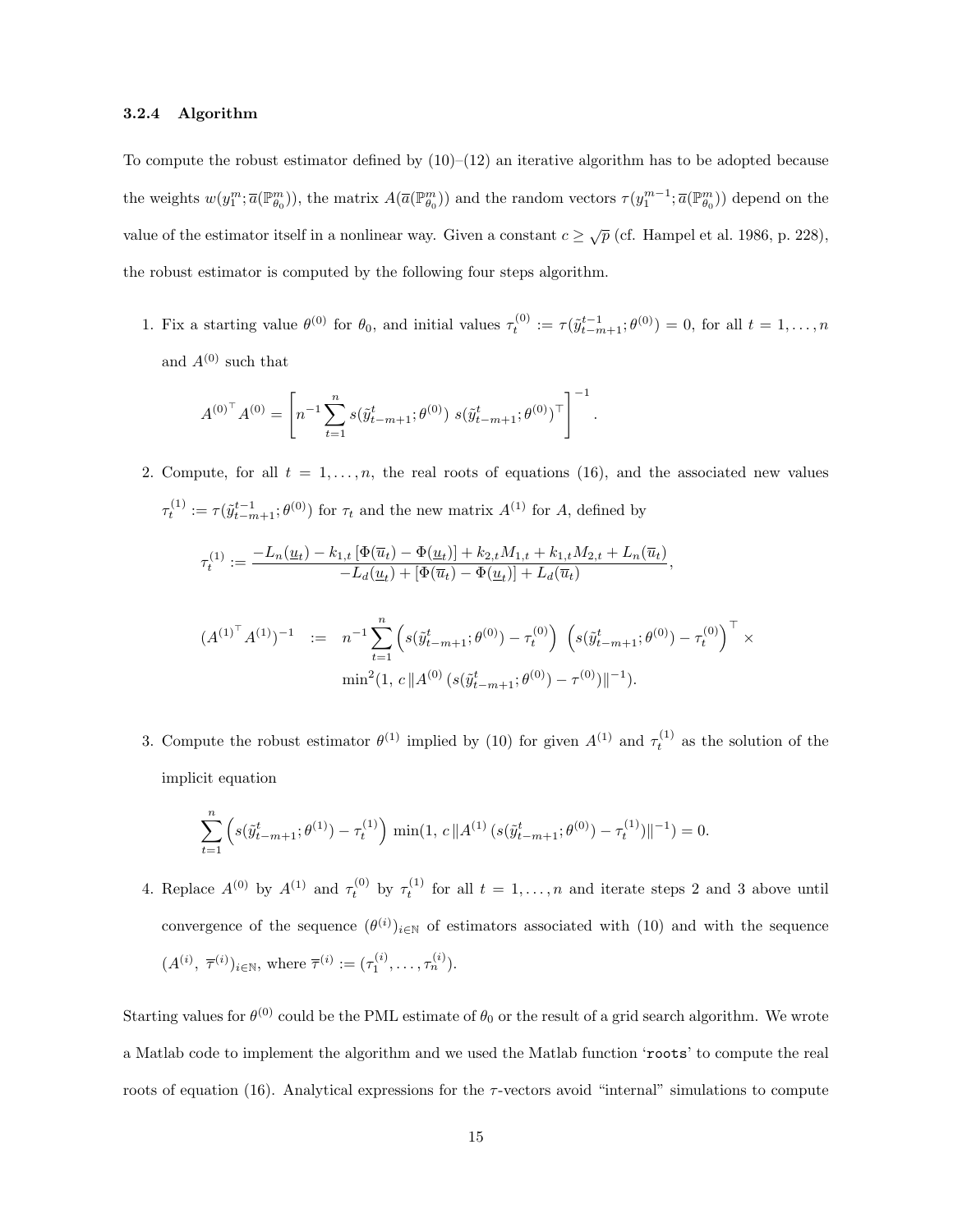### 3.2.4 Algorithm

To compute the robust estimator defined by (10)–(12) an iterative algorithm has to be adopted because the weights $w(y_1^m; \overline{a}(\mathbb{P}_{\theta_0}^m))$, the matrix $A(\overline{a}(\mathbb{P}_{\theta_0}^m))$ and the random vectors $\tau(y_1^{m-1}; \overline{a}(\mathbb{P}_{\theta_0}^m))$ depend on the value of the estimator itself in a nonlinear way. Given a constant $c \geq \sqrt{p}$ (cf. Hampel et al. 1986, p. 228), the robust estimator is computed by the following four steps algorithm.

1. Fix a starting value $\theta^{(0)}$ for $\theta_0$, and initial values $\tau_t^{(0)} := \tau(\tilde{y}_{t-m+1}^{t-1}; \theta^{(0)}) = 0$, for all $t = 1, \ldots, n$ and $A^{(0)}$ such that

$$A^{(0)^\top} A^{(0)} = \left[ n^{-1} \sum_{t=1}^{n} s(\tilde{y}_{t-m+1}^{t}; \theta^{(0)})\ s(\tilde{y}_{t-m+1}^{t}; \theta^{(0)})^\top \right]^{-1}.$$

2. Compute, for all $t = 1, \ldots, n$, the real roots of equations (16), and the associated new values $\tau_t^{(1)} := \tau(\tilde{y}_{t-m+1}^{t-1}; \theta^{(0)})$ for $\tau_t$ and the new matrix $A^{(1)}$ for $A$, defined by

$$\tau_t^{(1)} := \frac{-L_n(\underline{u}_t) - k_{1,t}\,[\Phi(\overline{u}_t) - \Phi(\underline{u}_t)] + k_{2,t} M_{1,t} + k_{1,t} M_{2,t} + L_n(\overline{u}_t)}{-L_d(\underline{u}_t) + [\Phi(\overline{u}_t) - \Phi(\underline{u}_t)] + L_d(\overline{u}_t)},$$

$$\begin{aligned} (A^{(1)^\top} A^{(1)})^{-1} \;\; := \;\; & n^{-1} \sum_{t=1}^{n} \left( s(\tilde{y}_{t-m+1}^{t}; \theta^{(0)}) - \tau_t^{(0)} \right) \left( s(\tilde{y}_{t-m+1}^{t}; \theta^{(0)}) - \tau_t^{(0)} \right)^\top \times \\ & \min{}^2(1,\, c\, \|A^{(0)}\, (s(\tilde{y}_{t-m+1}^{t}; \theta^{(0)}) - \tau^{(0)})\|^{-1}). \end{aligned}$$

3. Compute the robust estimator $\theta^{(1)}$ implied by (10) for given $A^{(1)}$ and $\tau_t^{(1)}$ as the solution of the implicit equation

$$\sum_{t=1}^{n} \left( s(\tilde{y}_{t-m+1}^{t}; \theta^{(1)}) - \tau_t^{(1)} \right) \min(1,\, c\, \|A^{(1)}\, (s(\tilde{y}_{t-m+1}^{t}; \theta^{(0)}) - \tau_t^{(1)})\|^{-1}) = 0.$$

4. Replace $A^{(0)}$ by $A^{(1)}$ and $\tau_t^{(0)}$ by $\tau_t^{(1)}$ for all $t = 1, \ldots, n$ and iterate steps 2 and 3 above until convergence of the sequence $(\theta^{(i)})_{i \in \mathbb{N}}$ of estimators associated with (10) and with the sequence $(A^{(i)},\ \overline{\tau}^{(i)})_{i \in \mathbb{N}}$, where $\overline{\tau}^{(i)} := (\tau_1^{(i)}, \ldots, \tau_n^{(i)})$.

Starting values for $\theta^{(0)}$ could be the PML estimate of $\theta_0$ or the result of a grid search algorithm. We wrote a Matlab code to implement the algorithm and we used the Matlab function '`roots`' to compute the real roots of equation (16). Analytical expressions for the $\tau$-vectors avoid "internal" simulations to compute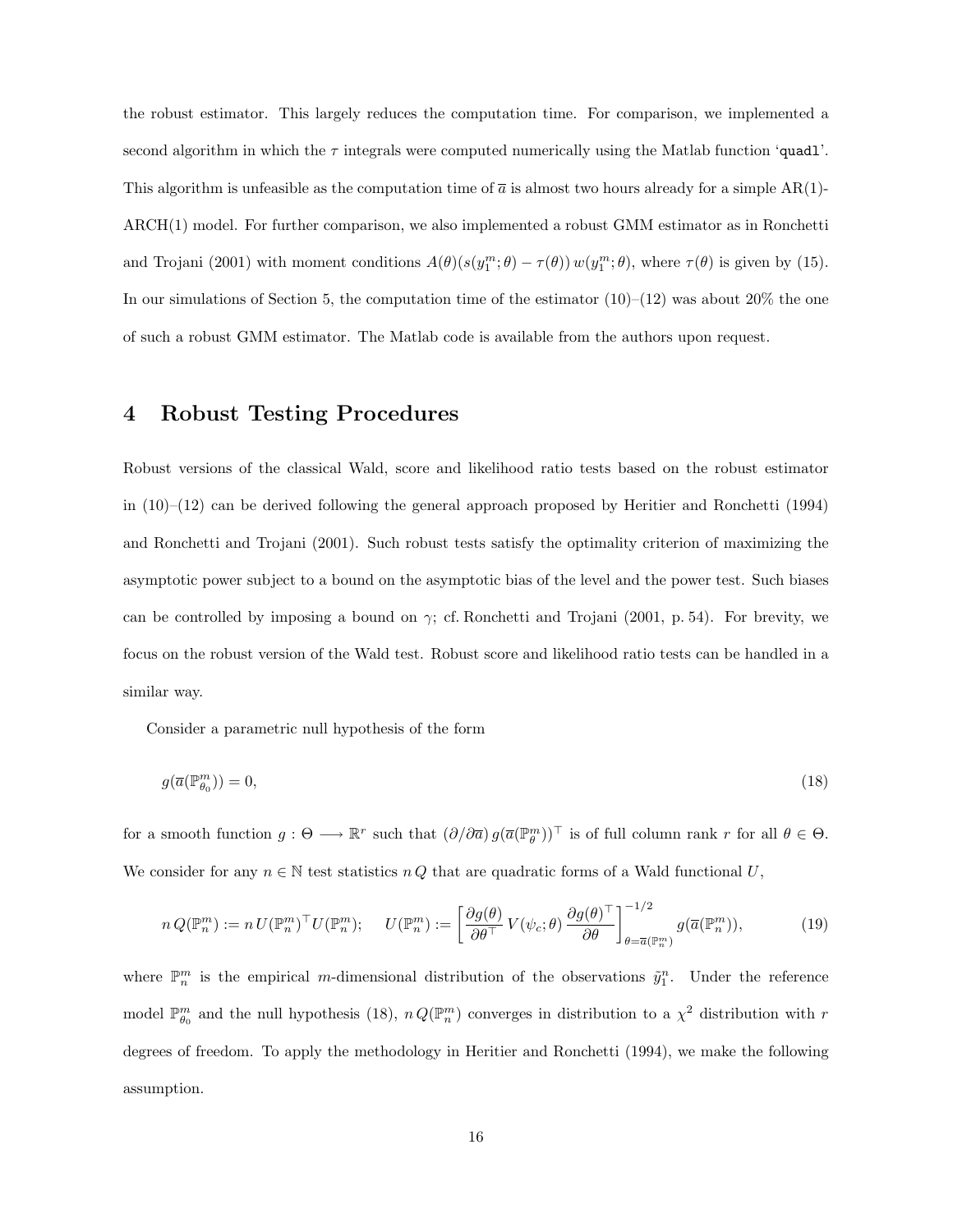the robust estimator. This largely reduces the computation time. For comparison, we implemented a second algorithm in which the $\tau$ integrals were computed numerically using the Matlab function '`quadl`'. This algorithm is unfeasible as the computation time of $\overline{a}$ is almost two hours already for a simple AR(1)-ARCH(1) model. For further comparison, we also implemented a robust GMM estimator as in Ronchetti and Trojani (2001) with moment conditions $A(\theta)(s(y_1^m;\theta) - \tau(\theta))\, w(y_1^m;\theta)$, where $\tau(\theta)$ is given by (15). In our simulations of Section 5, the computation time of the estimator (10)–(12) was about 20% the one of such a robust GMM estimator. The Matlab code is available from the authors upon request.

# 4 Robust Testing Procedures

Robust versions of the classical Wald, score and likelihood ratio tests based on the robust estimator in (10)–(12) can be derived following the general approach proposed by Heritier and Ronchetti (1994) and Ronchetti and Trojani (2001). Such robust tests satisfy the optimality criterion of maximizing the asymptotic power subject to a bound on the asymptotic bias of the level and the power test. Such biases can be controlled by imposing a bound on $\gamma$; cf. Ronchetti and Trojani (2001, p. 54). For brevity, we focus on the robust version of the Wald test. Robust score and likelihood ratio tests can be handled in a similar way.

Consider a parametric null hypothesis of the form

$$g(\overline{a}(\mathbb{P}_{\theta_0}^m)) = 0, \tag{18}$$

for a smooth function $g : \Theta \longrightarrow \mathbb{R}^r$ such that $(\partial/\partial\overline{a})\, g(\overline{a}(\mathbb{P}_\theta^m))^\top$ is of full column rank $r$ for all $\theta \in \Theta$. We consider for any $n \in \mathbb{N}$ test statistics $n\,Q$ that are quadratic forms of a Wald functional $U$,

$$n\,Q(\mathbb{P}_n^m) := n\,U(\mathbb{P}_n^m)^\top U(\mathbb{P}_n^m); \quad U(\mathbb{P}_n^m) := \left[\frac{\partial g(\theta)}{\partial\theta^\top}\, V(\psi_c;\theta)\, \frac{\partial g(\theta)^\top}{\partial\theta}\right]_{\theta=\overline{a}(\mathbb{P}_n^m)}^{-1/2} g(\overline{a}(\mathbb{P}_n^m)), \tag{19}$$

where $\mathbb{P}_n^m$ is the empirical $m$-dimensional distribution of the observations $\tilde{y}_1^n$. Under the reference model $\mathbb{P}_{\theta_0}^m$ and the null hypothesis (18), $n\,Q(\mathbb{P}_n^m)$ converges in distribution to a $\chi^2$ distribution with $r$ degrees of freedom. To apply the methodology in Heritier and Ronchetti (1994), we make the following assumption.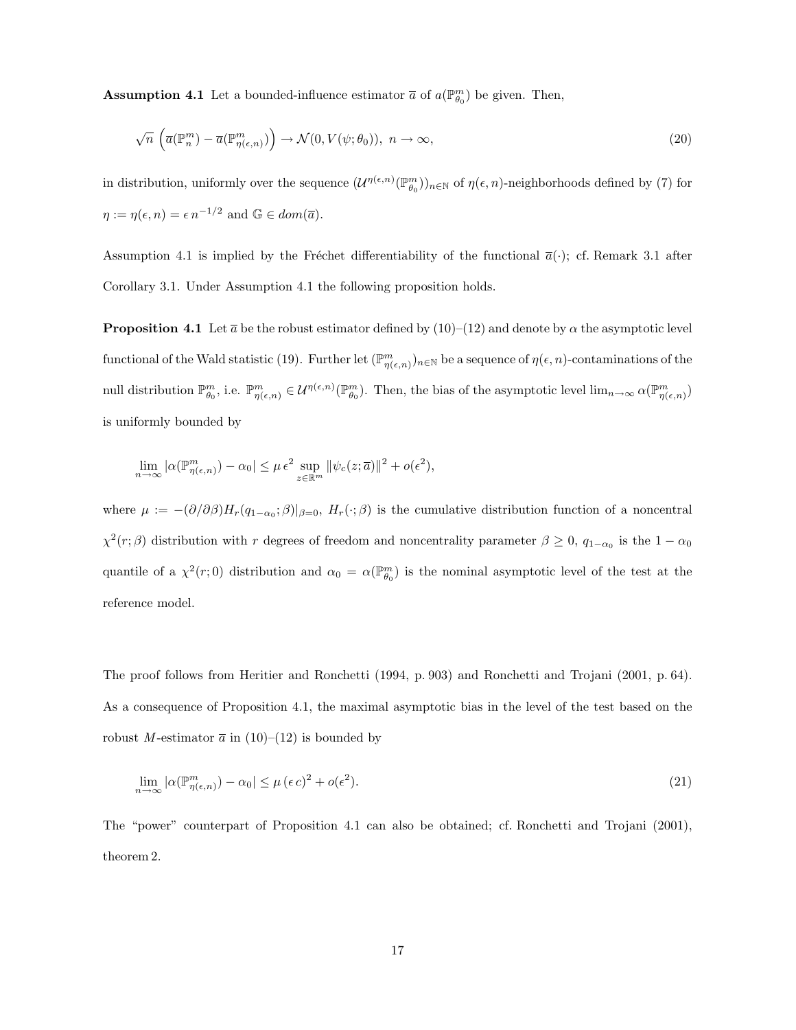**Assumption 4.1** Let a bounded-influence estimator $\overline{a}$ of $a(\mathbb{P}^m_{\theta_0})$ be given. Then,

$$\sqrt{n}\,\left(\overline{a}(\mathbb{P}^m_n) - \overline{a}(\mathbb{P}^m_{\eta(\epsilon,n)})\right) \to \mathcal{N}(0, V(\psi;\theta_0)),\ n \to \infty, \tag{20}$$

in distribution, uniformly over the sequence $(\mathcal{U}^{\eta(\epsilon,n)}(\mathbb{P}^m_{\theta_0}))_{n\in\mathbb{N}}$ of $\eta(\epsilon,n)$-neighborhoods defined by (7) for $\eta := \eta(\epsilon,n) = \epsilon\, n^{-1/2}$ and $\mathbb{G} \in dom(\overline{a})$.

Assumption 4.1 is implied by the Fréchet differentiability of the functional $\overline{a}(\cdot)$; cf. Remark 3.1 after Corollary 3.1. Under Assumption 4.1 the following proposition holds.

**Proposition 4.1** Let $\overline{a}$ be the robust estimator defined by (10)–(12) and denote by $\alpha$ the asymptotic level functional of the Wald statistic (19). Further let $(\mathbb{P}^m_{\eta(\epsilon,n)})_{n\in\mathbb{N}}$ be a sequence of $\eta(\epsilon,n)$-contaminations of the null distribution $\mathbb{P}^m_{\theta_0}$, i.e. $\mathbb{P}^m_{\eta(\epsilon,n)} \in \mathcal{U}^{\eta(\epsilon,n)}(\mathbb{P}^m_{\theta_0})$. Then, the bias of the asymptotic level $\lim_{n\to\infty}\alpha(\mathbb{P}^m_{\eta(\epsilon,n)})$ is uniformly bounded by

$$\lim_{n\to\infty} |\alpha(\mathbb{P}^m_{\eta(\epsilon,n)}) - \alpha_0| \leq \mu\,\epsilon^2 \sup_{z\in\mathbb{R}^m} \|\psi_c(z;\overline{a})\|^2 + o(\epsilon^2),$$

where $\mu := -(\partial/\partial\beta)H_r(q_{1-\alpha_0};\beta)|_{\beta=0}$, $H_r(\cdot;\beta)$ is the cumulative distribution function of a noncentral $\chi^2(r;\beta)$ distribution with $r$ degrees of freedom and noncentrality parameter $\beta \geq 0$, $q_{1-\alpha_0}$ is the $1-\alpha_0$ quantile of a $\chi^2(r;0)$ distribution and $\alpha_0 = \alpha(\mathbb{P}^m_{\theta_0})$ is the nominal asymptotic level of the test at the reference model.

The proof follows from Heritier and Ronchetti (1994, p. 903) and Ronchetti and Trojani (2001, p. 64). As a consequence of Proposition 4.1, the maximal asymptotic bias in the level of the test based on the robust $M$-estimator $\overline{a}$ in (10)–(12) is bounded by

$$\lim_{n\to\infty} |\alpha(\mathbb{P}^m_{\eta(\epsilon,n)}) - \alpha_0| \leq \mu\,(\epsilon\, c)^2 + o(\epsilon^2). \tag{21}$$

The "power" counterpart of Proposition 4.1 can also be obtained; cf. Ronchetti and Trojani (2001), theorem 2.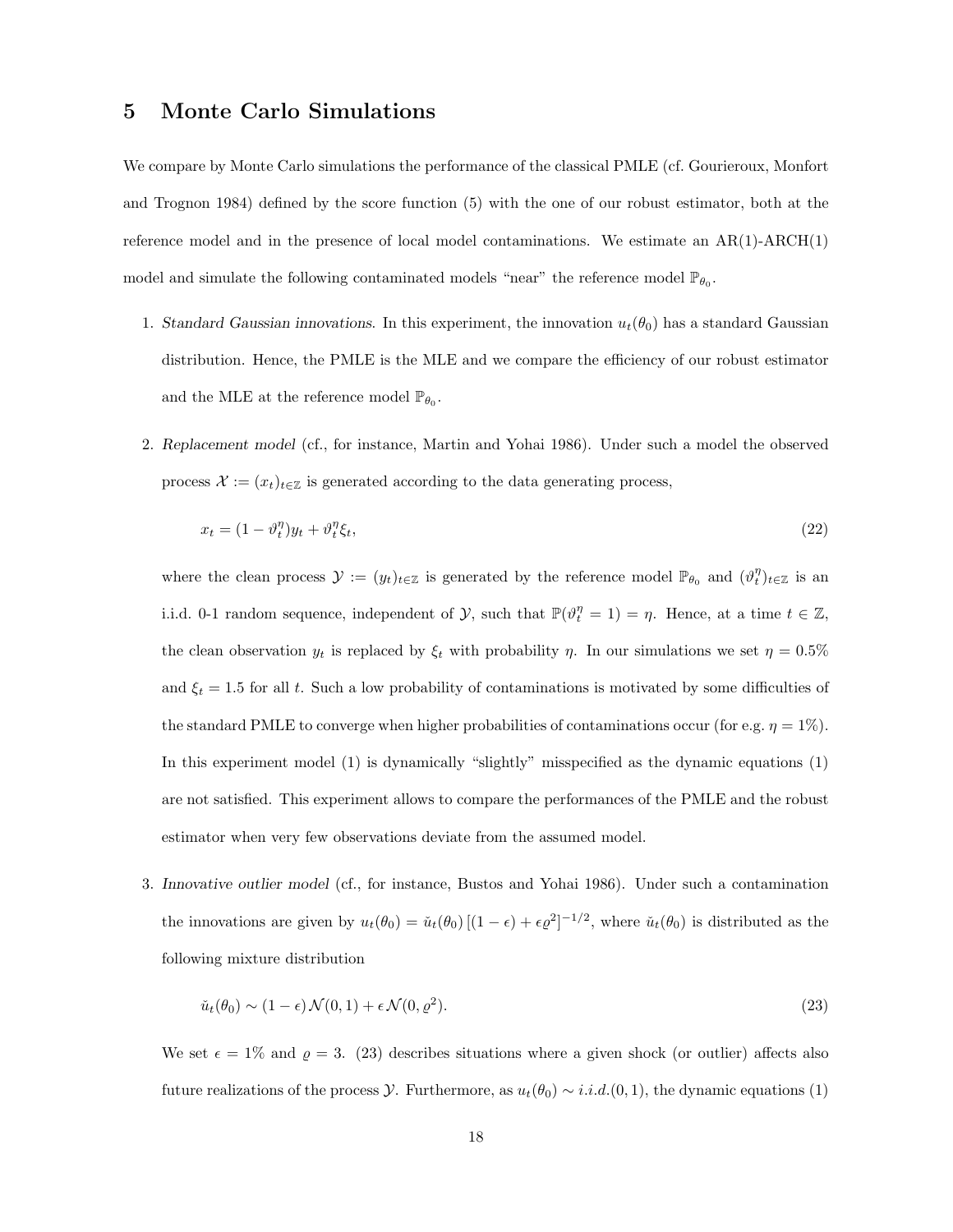## 5 Monte Carlo Simulations

We compare by Monte Carlo simulations the performance of the classical PMLE (cf. Gourieroux, Monfort and Trognon 1984) defined by the score function (5) with the one of our robust estimator, both at the reference model and in the presence of local model contaminations. We estimate an AR(1)-ARCH(1) model and simulate the following contaminated models "near" the reference model $\mathbb{P}_{\theta_0}$.

1. *Standard Gaussian innovations*. In this experiment, the innovation $u_t(\theta_0)$ has a standard Gaussian distribution. Hence, the PMLE is the MLE and we compare the efficiency of our robust estimator and the MLE at the reference model $\mathbb{P}_{\theta_0}$.

2. *Replacement model* (cf., for instance, Martin and Yohai 1986). Under such a model the observed process $\mathcal{X} := (x_t)_{t\in\mathbb{Z}}$ is generated according to the data generating process,

$$x_t = (1 - \vartheta_t^\eta)y_t + \vartheta_t^\eta \xi_t, \tag{22}$$

where the clean process $\mathcal{Y} := (y_t)_{t\in\mathbb{Z}}$ is generated by the reference model $\mathbb{P}_{\theta_0}$ and $(\vartheta_t^\eta)_{t\in\mathbb{Z}}$ is an i.i.d. 0-1 random sequence, independent of $\mathcal{Y}$, such that $\mathbb{P}(\vartheta_t^\eta = 1) = \eta$. Hence, at a time $t \in \mathbb{Z}$, the clean observation $y_t$ is replaced by $\xi_t$ with probability $\eta$. In our simulations we set $\eta = 0.5\%$ and $\xi_t = 1.5$ for all $t$. Such a low probability of contaminations is motivated by some difficulties of the standard PMLE to converge when higher probabilities of contaminations occur (for e.g. $\eta = 1\%$). In this experiment model (1) is dynamically "slightly" misspecified as the dynamic equations (1) are not satisfied. This experiment allows to compare the performances of the PMLE and the robust estimator when very few observations deviate from the assumed model.

3. *Innovative outlier model* (cf., for instance, Bustos and Yohai 1986). Under such a contamination the innovations are given by $u_t(\theta_0) = \check{u}_t(\theta_0)\left[(1-\epsilon) + \epsilon\varrho^2\right]^{-1/2}$, where $\check{u}_t(\theta_0)$ is distributed as the following mixture distribution

$$\check{u}_t(\theta_0) \sim (1-\epsilon)\mathcal{N}(0,1) + \epsilon\mathcal{N}(0,\varrho^2). \tag{23}$$

We set $\epsilon = 1\%$ and $\varrho = 3$. (23) describes situations where a given shock (or outlier) affects also future realizations of the process $\mathcal{Y}$. Furthermore, as $u_t(\theta_0) \sim i.i.d.(0,1)$, the dynamic equations (1)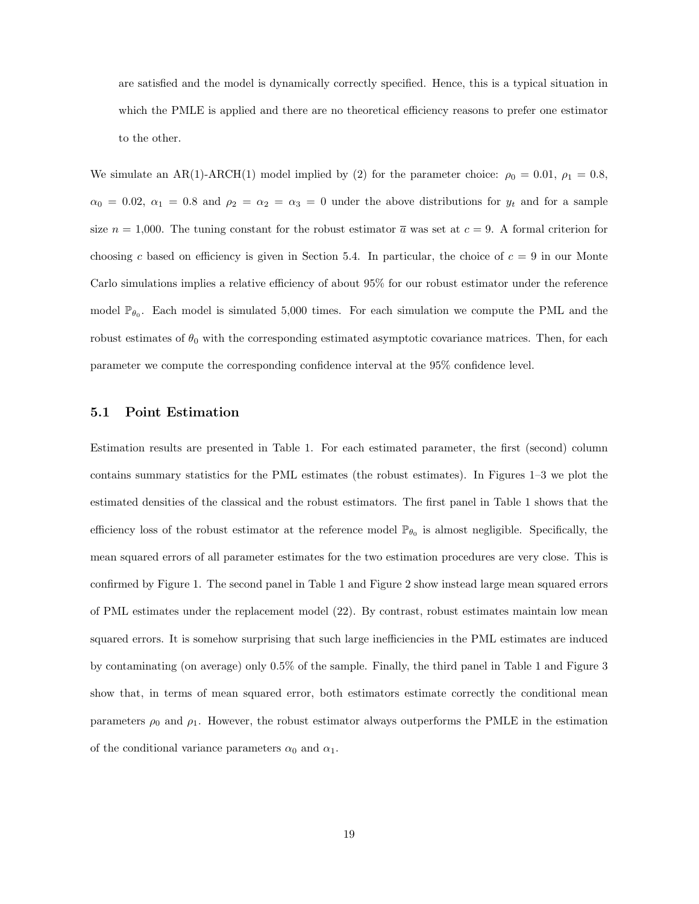are satisfied and the model is dynamically correctly specified. Hence, this is a typical situation in which the PMLE is applied and there are no theoretical efficiency reasons to prefer one estimator to the other.

We simulate an AR(1)-ARCH(1) model implied by (2) for the parameter choice: $\rho_0 = 0.01$, $\rho_1 = 0.8$, $\alpha_0 = 0.02$, $\alpha_1 = 0.8$ and $\rho_2 = \alpha_2 = \alpha_3 = 0$ under the above distributions for $y_t$ and for a sample size $n = 1{,}000$. The tuning constant for the robust estimator $\overline{a}$ was set at $c = 9$. A formal criterion for choosing $c$ based on efficiency is given in Section 5.4. In particular, the choice of $c = 9$ in our Monte Carlo simulations implies a relative efficiency of about 95% for our robust estimator under the reference model $\mathbb{P}_{\theta_0}$. Each model is simulated 5,000 times. For each simulation we compute the PML and the robust estimates of $\theta_0$ with the corresponding estimated asymptotic covariance matrices. Then, for each parameter we compute the corresponding confidence interval at the 95% confidence level.

## 5.1 Point Estimation

Estimation results are presented in Table 1. For each estimated parameter, the first (second) column contains summary statistics for the PML estimates (the robust estimates). In Figures 1–3 we plot the estimated densities of the classical and the robust estimators. The first panel in Table 1 shows that the efficiency loss of the robust estimator at the reference model $\mathbb{P}_{\theta_0}$ is almost negligible. Specifically, the mean squared errors of all parameter estimates for the two estimation procedures are very close. This is confirmed by Figure 1. The second panel in Table 1 and Figure 2 show instead large mean squared errors of PML estimates under the replacement model (22). By contrast, robust estimates maintain low mean squared errors. It is somehow surprising that such large inefficiencies in the PML estimates are induced by contaminating (on average) only 0.5% of the sample. Finally, the third panel in Table 1 and Figure 3 show that, in terms of mean squared error, both estimators estimate correctly the conditional mean parameters $\rho_0$ and $\rho_1$. However, the robust estimator always outperforms the PMLE in the estimation of the conditional variance parameters $\alpha_0$ and $\alpha_1$.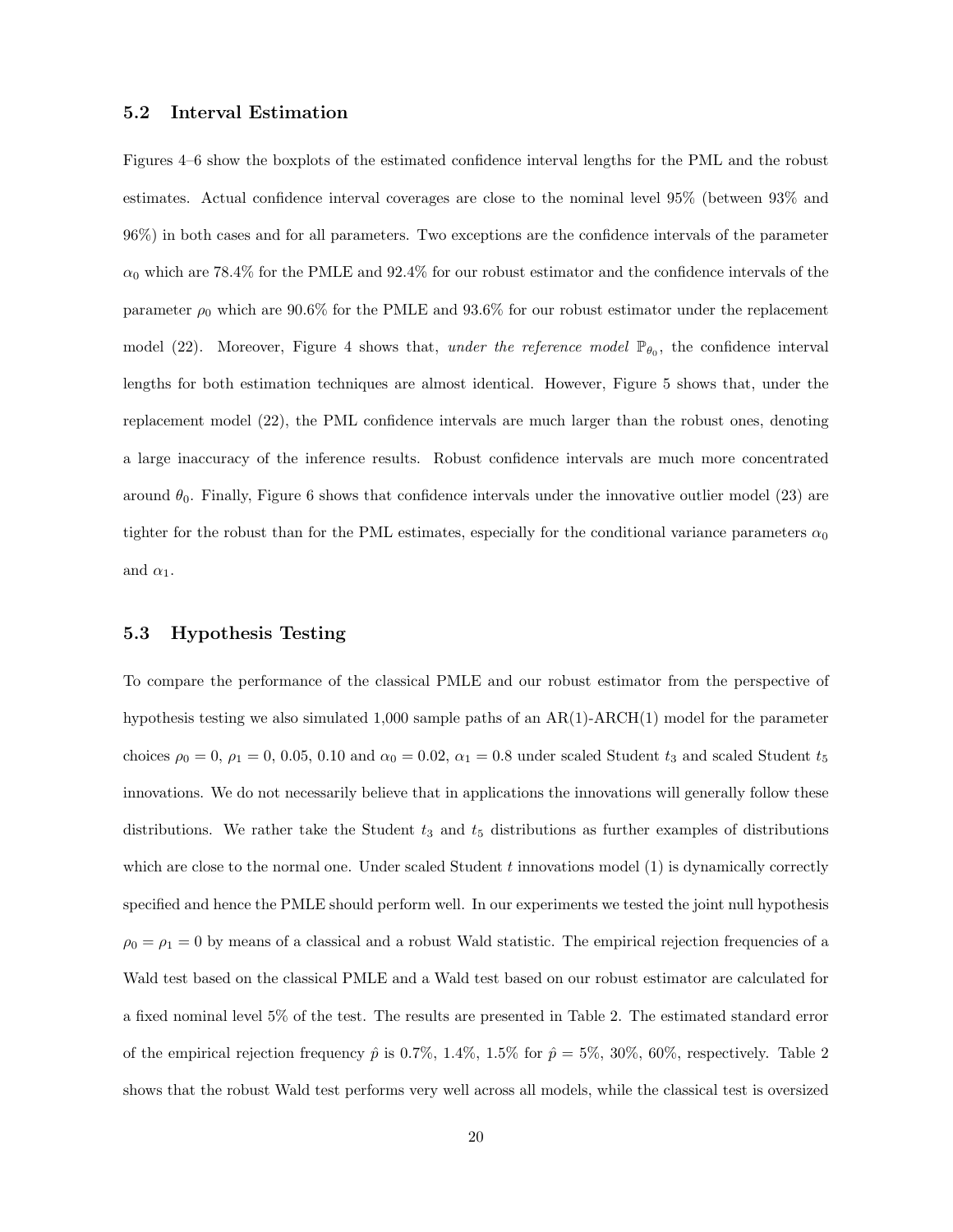### 5.2 Interval Estimation

Figures 4–6 show the boxplots of the estimated confidence interval lengths for the PML and the robust estimates. Actual confidence interval coverages are close to the nominal level 95% (between 93% and 96%) in both cases and for all parameters. Two exceptions are the confidence intervals of the parameter $\alpha_0$ which are 78.4% for the PMLE and 92.4% for our robust estimator and the confidence intervals of the parameter $\rho_0$ which are 90.6% for the PMLE and 93.6% for our robust estimator under the replacement model (22). Moreover, Figure 4 shows that, *under the reference model* $\mathbb{P}_{\theta_0}$, the confidence interval lengths for both estimation techniques are almost identical. However, Figure 5 shows that, under the replacement model (22), the PML confidence intervals are much larger than the robust ones, denoting a large inaccuracy of the inference results. Robust confidence intervals are much more concentrated around $\theta_0$. Finally, Figure 6 shows that confidence intervals under the innovative outlier model (23) are tighter for the robust than for the PML estimates, especially for the conditional variance parameters $\alpha_0$ and $\alpha_1$.

### 5.3 Hypothesis Testing

To compare the performance of the classical PMLE and our robust estimator from the perspective of hypothesis testing we also simulated 1,000 sample paths of an AR(1)-ARCH(1) model for the parameter choices $\rho_0 = 0$, $\rho_1 = 0$, 0.05, 0.10 and $\alpha_0 = 0.02$, $\alpha_1 = 0.8$ under scaled Student $t_3$ and scaled Student $t_5$ innovations. We do not necessarily believe that in applications the innovations will generally follow these distributions. We rather take the Student $t_3$ and $t_5$ distributions as further examples of distributions which are close to the normal one. Under scaled Student $t$ innovations model (1) is dynamically correctly specified and hence the PMLE should perform well. In our experiments we tested the joint null hypothesis $\rho_0 = \rho_1 = 0$ by means of a classical and a robust Wald statistic. The empirical rejection frequencies of a Wald test based on the classical PMLE and a Wald test based on our robust estimator are calculated for a fixed nominal level 5% of the test. The results are presented in Table 2. The estimated standard error of the empirical rejection frequency $\hat{p}$ is 0.7%, 1.4%, 1.5% for $\hat{p} = 5\%$, 30%, 60%, respectively. Table 2 shows that the robust Wald test performs very well across all models, while the classical test is oversized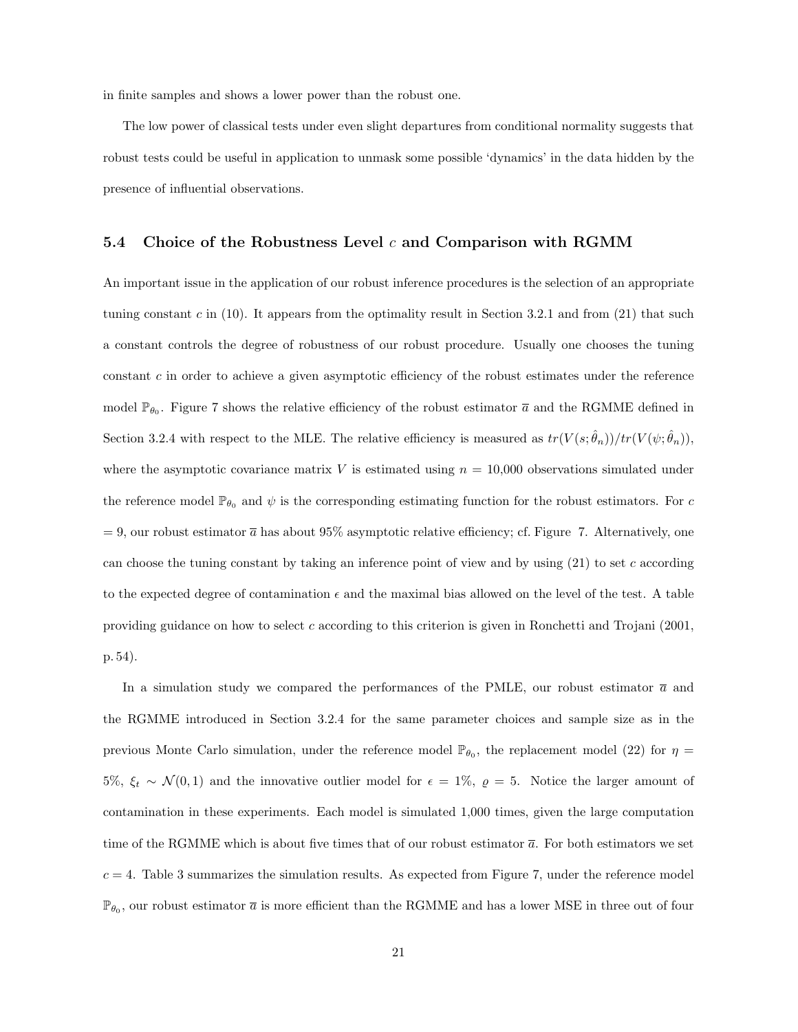in finite samples and shows a lower power than the robust one.

The low power of classical tests under even slight departures from conditional normality suggests that robust tests could be useful in application to unmask some possible 'dynamics' in the data hidden by the presence of influential observations.

### 5.4 Choice of the Robustness Level $c$ and Comparison with RGMM

An important issue in the application of our robust inference procedures is the selection of an appropriate tuning constant $c$ in (10). It appears from the optimality result in Section 3.2.1 and from (21) that such a constant controls the degree of robustness of our robust procedure. Usually one chooses the tuning constant $c$ in order to achieve a given asymptotic efficiency of the robust estimates under the reference model $\mathbb{P}_{\theta_0}$. Figure 7 shows the relative efficiency of the robust estimator $\overline{a}$ and the RGMME defined in Section 3.2.4 with respect to the MLE. The relative efficiency is measured as $tr(V(s;\hat{\theta}_n))/tr(V(\psi;\hat{\theta}_n))$, where the asymptotic covariance matrix $V$ is estimated using $n$ = 10,000 observations simulated under the reference model $\mathbb{P}_{\theta_0}$ and $\psi$ is the corresponding estimating function for the robust estimators. For $c$ = 9, our robust estimator $\overline{a}$ has about 95% asymptotic relative efficiency; cf. Figure 7. Alternatively, one can choose the tuning constant by taking an inference point of view and by using (21) to set $c$ according to the expected degree of contamination $\epsilon$ and the maximal bias allowed on the level of the test. A table providing guidance on how to select $c$ according to this criterion is given in Ronchetti and Trojani (2001, p. 54).

In a simulation study we compared the performances of the PMLE, our robust estimator $\overline{a}$ and the RGMME introduced in Section 3.2.4 for the same parameter choices and sample size as in the previous Monte Carlo simulation, under the reference model $\mathbb{P}_{\theta_0}$, the replacement model (22) for $\eta$ = 5%, $\xi_t \sim \mathcal{N}(0,1)$ and the innovative outlier model for $\epsilon$ = 1%, $\varrho$ = 5. Notice the larger amount of contamination in these experiments. Each model is simulated 1,000 times, given the large computation time of the RGMME which is about five times that of our robust estimator $\overline{a}$. For both estimators we set $c$ = 4. Table 3 summarizes the simulation results. As expected from Figure 7, under the reference model $\mathbb{P}_{\theta_0}$, our robust estimator $\overline{a}$ is more efficient than the RGMME and has a lower MSE in three out of four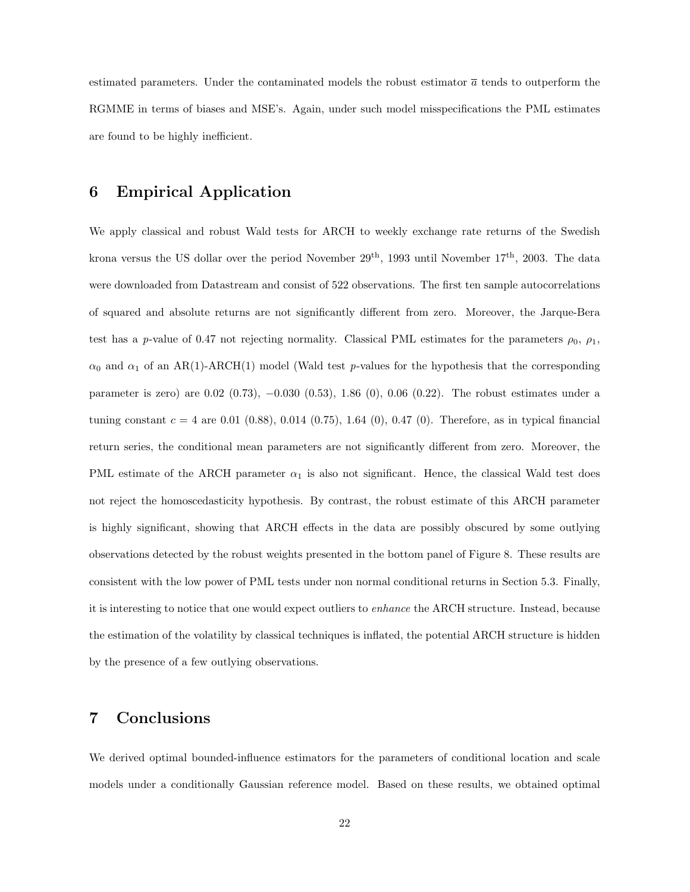estimated parameters. Under the contaminated models the robust estimator $\overline{a}$ tends to outperform the RGMME in terms of biases and MSE's. Again, under such model misspecifications the PML estimates are found to be highly inefficient.

## 6 Empirical Application

We apply classical and robust Wald tests for ARCH to weekly exchange rate returns of the Swedish krona versus the US dollar over the period November 29$^{\text{th}}$, 1993 until November 17$^{\text{th}}$, 2003. The data were downloaded from Datastream and consist of 522 observations. The first ten sample autocorrelations of squared and absolute returns are not significantly different from zero. Moreover, the Jarque-Bera test has a $p$-value of 0.47 not rejecting normality. Classical PML estimates for the parameters $\rho_0$, $\rho_1$, $\alpha_0$ and $\alpha_1$ of an AR(1)-ARCH(1) model (Wald test $p$-values for the hypothesis that the corresponding parameter is zero) are 0.02 (0.73), $-0.030$ (0.53), 1.86 (0), 0.06 (0.22). The robust estimates under a tuning constant $c = 4$ are 0.01 (0.88), 0.014 (0.75), 1.64 (0), 0.47 (0). Therefore, as in typical financial return series, the conditional mean parameters are not significantly different from zero. Moreover, the PML estimate of the ARCH parameter $\alpha_1$ is also not significant. Hence, the classical Wald test does not reject the homoscedasticity hypothesis. By contrast, the robust estimate of this ARCH parameter is highly significant, showing that ARCH effects in the data are possibly obscured by some outlying observations detected by the robust weights presented in the bottom panel of Figure 8. These results are consistent with the low power of PML tests under non normal conditional returns in Section 5.3. Finally, it is interesting to notice that one would expect outliers to *enhance* the ARCH structure. Instead, because the estimation of the volatility by classical techniques is inflated, the potential ARCH structure is hidden by the presence of a few outlying observations.

## 7 Conclusions

We derived optimal bounded-influence estimators for the parameters of conditional location and scale models under a conditionally Gaussian reference model. Based on these results, we obtained optimal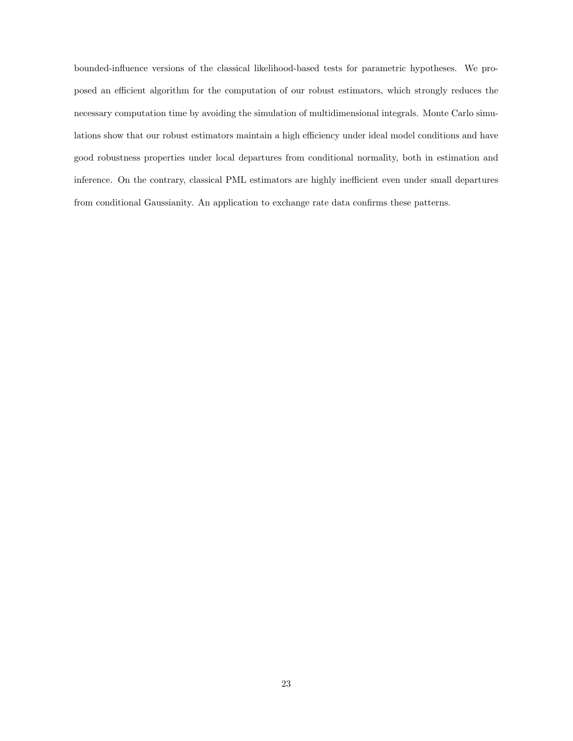bounded-influence versions of the classical likelihood-based tests for parametric hypotheses. We proposed an efficient algorithm for the computation of our robust estimators, which strongly reduces the necessary computation time by avoiding the simulation of multidimensional integrals. Monte Carlo simulations show that our robust estimators maintain a high efficiency under ideal model conditions and have good robustness properties under local departures from conditional normality, both in estimation and inference. On the contrary, classical PML estimators are highly inefficient even under small departures from conditional Gaussianity. An application to exchange rate data confirms these patterns.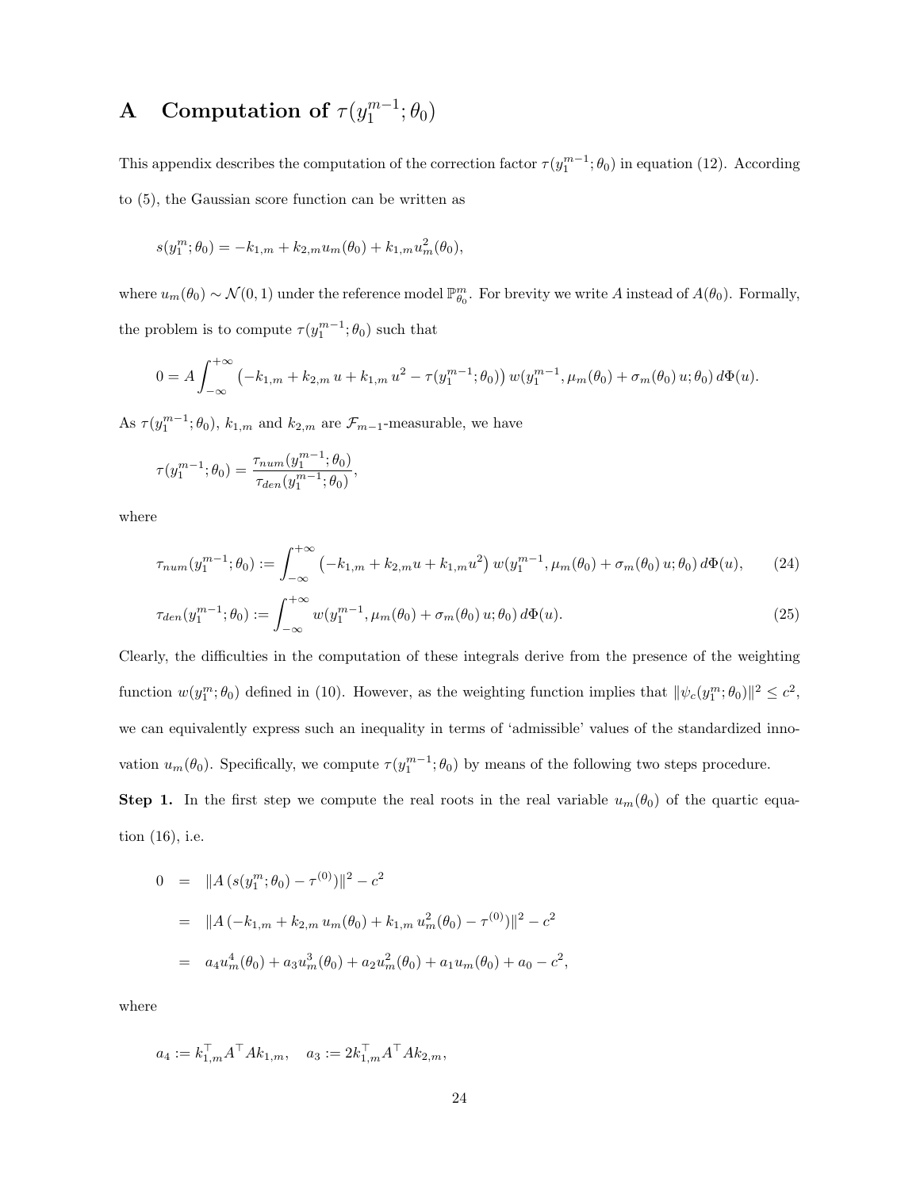# A Computation of $\tau(y_1^{m-1};\theta_0)$

This appendix describes the computation of the correction factor $\tau(y_1^{m-1};\theta_0)$ in equation (12). According to (5), the Gaussian score function can be written as

$$s(y_1^m;\theta_0) = -k_{1,m} + k_{2,m}u_m(\theta_0) + k_{1,m}u_m^2(\theta_0),$$

where $u_m(\theta_0) \sim \mathcal{N}(0,1)$ under the reference model $\mathbb{P}_{\theta_0}^m$. For brevity we write $A$ instead of $A(\theta_0)$. Formally, the problem is to compute $\tau(y_1^{m-1};\theta_0)$ such that

$$0 = A\int_{-\infty}^{+\infty}\left(-k_{1,m} + k_{2,m}\,u + k_{1,m}\,u^2 - \tau(y_1^{m-1};\theta_0)\right) w(y_1^{m-1},\mu_m(\theta_0)+\sigma_m(\theta_0)\,u;\theta_0)\,d\Phi(u).$$

As $\tau(y_1^{m-1};\theta_0)$, $k_{1,m}$ and $k_{2,m}$ are $\mathcal{F}_{m-1}$-measurable, we have

$$\tau(y_1^{m-1};\theta_0) = \frac{\tau_{num}(y_1^{m-1};\theta_0)}{\tau_{den}(y_1^{m-1};\theta_0)},$$

where

$$\tau_{num}(y_1^{m-1};\theta_0) := \int_{-\infty}^{+\infty}\left(-k_{1,m} + k_{2,m}u + k_{1,m}u^2\right) w(y_1^{m-1},\mu_m(\theta_0)+\sigma_m(\theta_0)\,u;\theta_0)\,d\Phi(u), \tag{24}$$

$$\tau_{den}(y_1^{m-1};\theta_0) := \int_{-\infty}^{+\infty} w(y_1^{m-1},\mu_m(\theta_0)+\sigma_m(\theta_0)\,u;\theta_0)\,d\Phi(u). \tag{25}$$

Clearly, the difficulties in the computation of these integrals derive from the presence of the weighting function $w(y_1^m;\theta_0)$ defined in (10). However, as the weighting function implies that $\|\psi_c(y_1^m;\theta_0)\|^2 \le c^2$, we can equivalently express such an inequality in terms of 'admissible' values of the standardized innovation $u_m(\theta_0)$. Specifically, we compute $\tau(y_1^{m-1};\theta_0)$ by means of the following two steps procedure.

**Step 1.** In the first step we compute the real roots in the real variable $u_m(\theta_0)$ of the quartic equation (16), i.e.

$$
\begin{aligned}
0 &= \|A\,(s(y_1^m;\theta_0) - \tau^{(0)})\|^2 - c^2 \\
&= \|A\,(-k_{1,m} + k_{2,m}\,u_m(\theta_0) + k_{1,m}\,u_m^2(\theta_0) - \tau^{(0)})\|^2 - c^2 \\
&= a_4u_m^4(\theta_0) + a_3u_m^3(\theta_0) + a_2u_m^2(\theta_0) + a_1u_m(\theta_0) + a_0 - c^2,
\end{aligned}
$$

where

$$a_4 := k_{1,m}^\top A^\top A k_{1,m}, \quad a_3 := 2k_{1,m}^\top A^\top A k_{2,m},$$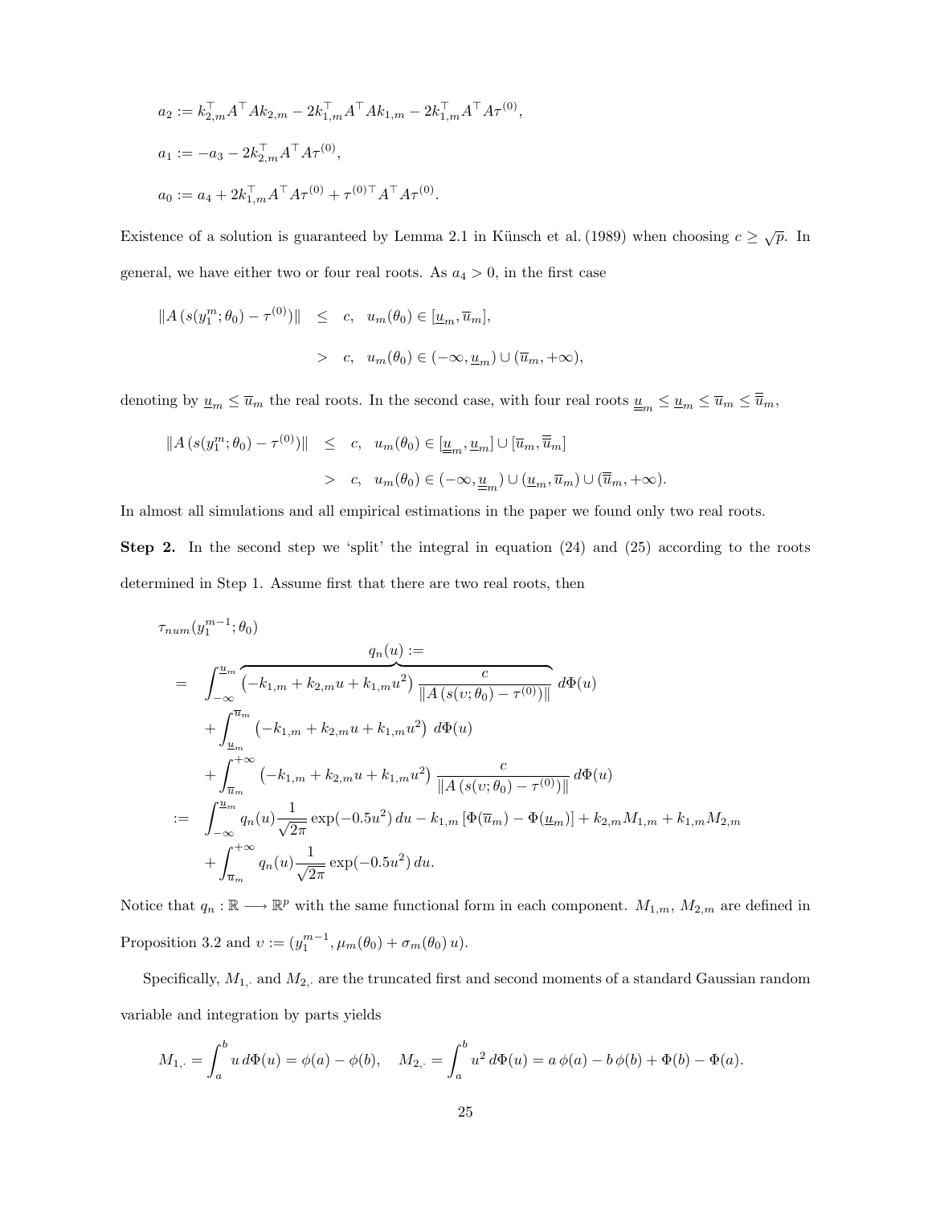$$a_2 := k_{2,m}^\top A^\top A k_{2,m} - 2k_{1,m}^\top A^\top A k_{1,m} - 2k_{1,m}^\top A^\top A \tau^{(0)},$$

$$a_1 := -a_3 - 2k_{2,m}^\top A^\top A \tau^{(0)},$$

$$a_0 := a_4 + 2k_{1,m}^\top A^\top A \tau^{(0)} + \tau^{(0)\top} A^\top A \tau^{(0)}.$$

Existence of a solution is guaranteed by Lemma 2.1 in Künsch et al. (1989) when choosing $c \geq \sqrt{p}$. In general, we have either two or four real roots. As $a_4 > 0$, in the first case

$$\begin{aligned}
\|A\,(s(y_1^m;\theta_0) - \tau^{(0)})\| \quad &\leq \quad c, \quad u_m(\theta_0) \in [\underline{u}_m, \overline{u}_m], \\
&> \quad c, \quad u_m(\theta_0) \in (-\infty, \underline{u}_m) \cup (\overline{u}_m, +\infty),
\end{aligned}$$

denoting by $\underline{u}_m \leq \overline{u}_m$ the real roots. In the second case, with four real roots $\underline{\underline{u}}_m \leq \underline{u}_m \leq \overline{u}_m \leq \overline{\overline{u}}_m$,

$$\begin{aligned}
\|A\,(s(y_1^m;\theta_0) - \tau^{(0)})\| \quad &\leq \quad c, \quad u_m(\theta_0) \in [\underline{\underline{u}}_m, \underline{u}_m] \cup [\overline{u}_m, \overline{\overline{u}}_m] \\
&> \quad c, \quad u_m(\theta_0) \in (-\infty, \underline{\underline{u}}_m) \cup (\underline{u}_m, \overline{u}_m) \cup (\overline{\overline{u}}_m, +\infty).
\end{aligned}$$

In almost all simulations and all empirical estimations in the paper we found only two real roots.

**Step 2.** In the second step we 'split' the integral in equation (24) and (25) according to the roots determined in Step 1. Assume first that there are two real roots, then

$$\begin{aligned}
&\tau_{num}(y_1^{m-1};\theta_0) \\
&= \int_{-\infty}^{\underline{u}_m} \overbrace{\left(-k_{1,m} + k_{2,m}u + k_{1,m}u^2\right) \frac{c}{\|A\,(s(\upsilon;\theta_0) - \tau^{(0)})\|}}^{q_n(u) :=} \, d\Phi(u) \\
&\quad + \int_{\underline{u}_m}^{\overline{u}_m} \left(-k_{1,m} + k_{2,m}u + k_{1,m}u^2\right) \, d\Phi(u) \\
&\quad + \int_{\overline{u}_m}^{+\infty} \left(-k_{1,m} + k_{2,m}u + k_{1,m}u^2\right) \frac{c}{\|A\,(s(\upsilon;\theta_0) - \tau^{(0)})\|} \, d\Phi(u) \\
&:= \int_{-\infty}^{\underline{u}_m} q_n(u) \frac{1}{\sqrt{2\pi}} \exp(-0.5u^2)\, du - k_{1,m}\left[\Phi(\overline{u}_m) - \Phi(\underline{u}_m)\right] + k_{2,m} M_{1,m} + k_{1,m} M_{2,m} \\
&\quad + \int_{\overline{u}_m}^{+\infty} q_n(u) \frac{1}{\sqrt{2\pi}} \exp(-0.5u^2)\, du.
\end{aligned}$$

Notice that $q_n : \mathbb{R} \longrightarrow \mathbb{R}^p$ with the same functional form in each component. $M_{1,m}$, $M_{2,m}$ are defined in Proposition 3.2 and $\upsilon := (y_1^{m-1}, \mu_m(\theta_0) + \sigma_m(\theta_0)\,u)$.

Specifically, $M_{1,\cdot}$ and $M_{2,\cdot}$ are the truncated first and second moments of a standard Gaussian random variable and integration by parts yields

$$M_{1,\cdot} = \int_a^b u \, d\Phi(u) = \phi(a) - \phi(b), \quad M_{2,\cdot} = \int_a^b u^2 \, d\Phi(u) = a\,\phi(a) - b\,\phi(b) + \Phi(b) - \Phi(a).$$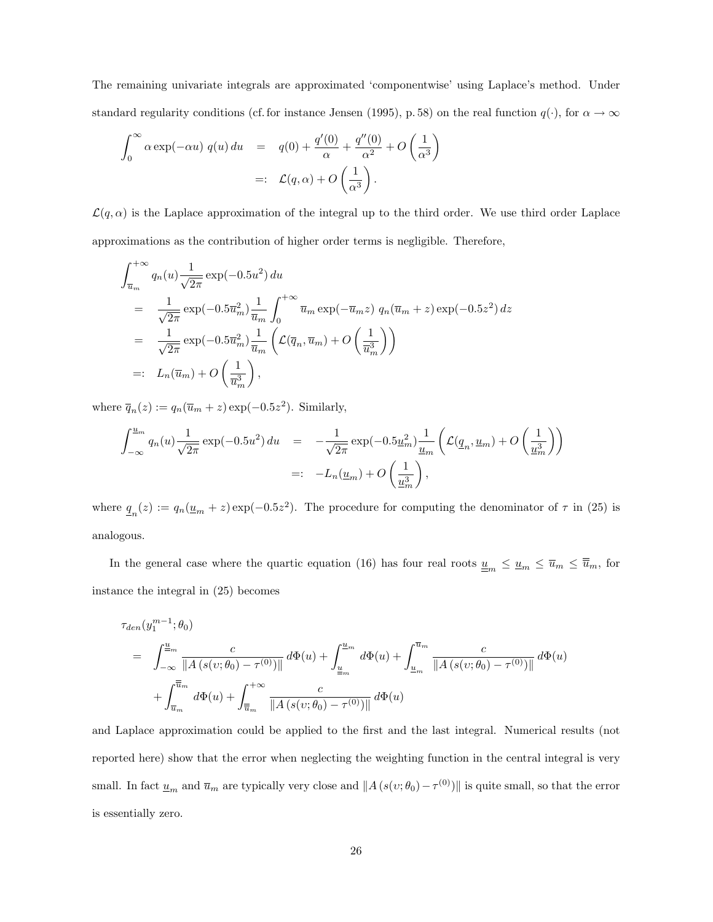The remaining univariate integrals are approximated 'componentwise' using Laplace's method. Under standard regularity conditions (cf. for instance Jensen (1995), p. 58) on the real function $q(\cdot)$, for $\alpha \to \infty$

$$
\begin{aligned}
\int_0^{\infty} \alpha \exp(-\alpha u)\, q(u)\, du &= q(0) + \frac{q'(0)}{\alpha} + \frac{q''(0)}{\alpha^2} + O\left(\frac{1}{\alpha^3}\right) \\
&=: \mathcal{L}(q, \alpha) + O\left(\frac{1}{\alpha^3}\right).
\end{aligned}
$$

$\mathcal{L}(q, \alpha)$ is the Laplace approximation of the integral up to the third order. We use third order Laplace approximations as the contribution of higher order terms is negligible. Therefore,

$$
\begin{aligned}
&\int_{\overline{u}_m}^{+\infty} q_n(u) \frac{1}{\sqrt{2\pi}} \exp(-0.5u^2)\, du \\
&= \frac{1}{\sqrt{2\pi}} \exp(-0.5\overline{u}_m^2) \frac{1}{\overline{u}_m} \int_0^{+\infty} \overline{u}_m \exp(-\overline{u}_m z)\, q_n(\overline{u}_m + z) \exp(-0.5z^2)\, dz \\
&= \frac{1}{\sqrt{2\pi}} \exp(-0.5\overline{u}_m^2) \frac{1}{\overline{u}_m} \left( \mathcal{L}(\overline{q}_n, \overline{u}_m) + O\left(\frac{1}{\overline{u}_m^3}\right) \right) \\
&=: L_n(\overline{u}_m) + O\left(\frac{1}{\overline{u}_m^3}\right),
\end{aligned}
$$

where $\overline{q}_n(z) := q_n(\overline{u}_m + z) \exp(-0.5z^2)$. Similarly,

$$
\begin{aligned}
\int_{-\infty}^{\underline{u}_m} q_n(u) \frac{1}{\sqrt{2\pi}} \exp(-0.5u^2)\, du &= -\frac{1}{\sqrt{2\pi}} \exp(-0.5\underline{u}_m^2) \frac{1}{\underline{u}_m} \left( \mathcal{L}(\underline{q}_n, \underline{u}_m) + O\left(\frac{1}{\underline{u}_m^3}\right) \right) \\
&=: -L_n(\underline{u}_m) + O\left(\frac{1}{\underline{u}_m^3}\right),
\end{aligned}
$$

where $\underline{q}_n(z) := q_n(\underline{u}_m + z) \exp(-0.5z^2)$. The procedure for computing the denominator of $\tau$ in (25) is analogous.

In the general case where the quartic equation (16) has four real roots $\underline{\underline{u}}_m \leq \underline{u}_m \leq \overline{u}_m \leq \overline{\overline{u}}_m$, for instance the integral in (25) becomes

$$
\begin{aligned}
&\tau_{den}(y_1^{m-1}; \theta_0) \\
&= \int_{-\infty}^{\underline{\underline{u}}_m} \frac{c}{\|A\,(s(\upsilon; \theta_0) - \tau^{(0)})\|}\, d\Phi(u) + \int_{\underline{\underline{u}}_m}^{\underline{u}_m} d\Phi(u) + \int_{\underline{u}_m}^{\overline{u}_m} \frac{c}{\|A\,(s(\upsilon; \theta_0) - \tau^{(0)})\|}\, d\Phi(u) \\
&\quad + \int_{\overline{u}_m}^{\overline{\overline{u}}_m} d\Phi(u) + \int_{\overline{\overline{u}}_m}^{+\infty} \frac{c}{\|A\,(s(\upsilon; \theta_0) - \tau^{(0)})\|}\, d\Phi(u)
\end{aligned}
$$

and Laplace approximation could be applied to the first and the last integral. Numerical results (not reported here) show that the error when neglecting the weighting function in the central integral is very small. In fact $\underline{u}_m$ and $\overline{u}_m$ are typically very close and $\|A\,(s(\upsilon; \theta_0) - \tau^{(0)})\|$ is quite small, so that the error is essentially zero.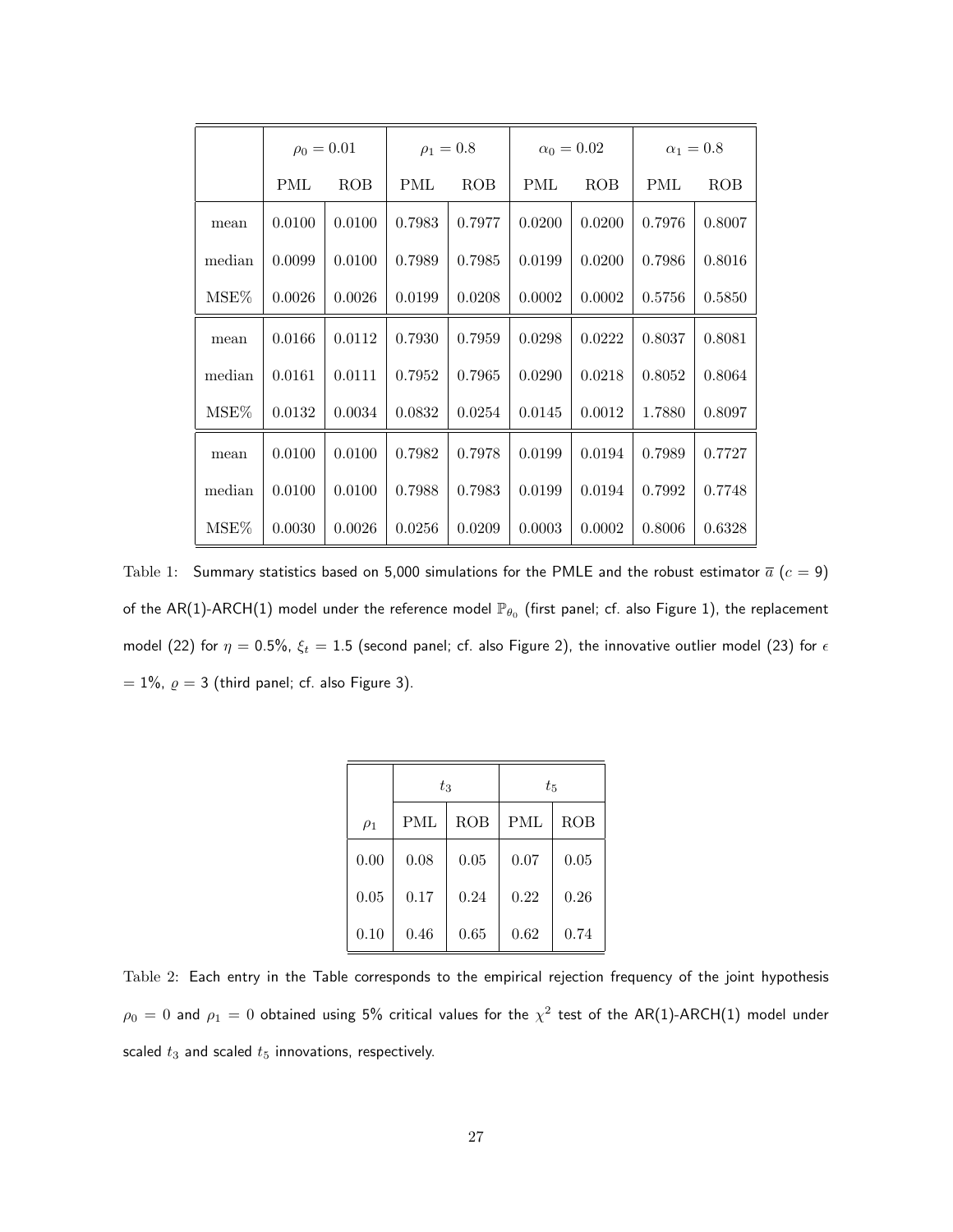| | $\rho_0 = 0.01$ | | $\rho_1 = 0.8$ | | $\alpha_0 = 0.02$ | | $\alpha_1 = 0.8$ | |
|---|---|---|---|---|---|---|---|---|
| | PML | ROB | PML | ROB | PML | ROB | PML | ROB |
| mean | 0.0100 | 0.0100 | 0.7983 | 0.7977 | 0.0200 | 0.0200 | 0.7976 | 0.8007 |
| median | 0.0099 | 0.0100 | 0.7989 | 0.7985 | 0.0199 | 0.0200 | 0.7986 | 0.8016 |
| MSE% | 0.0026 | 0.0026 | 0.0199 | 0.0208 | 0.0002 | 0.0002 | 0.5756 | 0.5850 |
| mean | 0.0166 | 0.0112 | 0.7930 | 0.7959 | 0.0298 | 0.0222 | 0.8037 | 0.8081 |
| median | 0.0161 | 0.0111 | 0.7952 | 0.7965 | 0.0290 | 0.0218 | 0.8052 | 0.8064 |
| MSE% | 0.0132 | 0.0034 | 0.0832 | 0.0254 | 0.0145 | 0.0012 | 1.7880 | 0.8097 |
| mean | 0.0100 | 0.0100 | 0.7982 | 0.7978 | 0.0199 | 0.0194 | 0.7989 | 0.7727 |
| median | 0.0100 | 0.0100 | 0.7988 | 0.7983 | 0.0199 | 0.0194 | 0.7992 | 0.7748 |
| MSE% | 0.0030 | 0.0026 | 0.0256 | 0.0209 | 0.0003 | 0.0002 | 0.8006 | 0.6328 |

Table 1: Summary statistics based on 5,000 simulations for the PMLE and the robust estimator $\overline{a}$ ($c = 9$) of the AR(1)-ARCH(1) model under the reference model $\mathbb{P}_{\theta_0}$ (first panel; cf. also Figure 1), the replacement model (22) for $\eta = 0.5\%$, $\xi_t = 1.5$ (second panel; cf. also Figure 2), the innovative outlier model (23) for $\epsilon = 1\%$, $\varrho = 3$ (third panel; cf. also Figure 3).

| | $t_3$ | | $t_5$ | |
|---|---|---|---|---|
| $\rho_1$ | PML | ROB | PML | ROB |
| 0.00 | 0.08 | 0.05 | 0.07 | 0.05 |
| 0.05 | 0.17 | 0.24 | 0.22 | 0.26 |
| 0.10 | 0.46 | 0.65 | 0.62 | 0.74 |

Table 2: Each entry in the Table corresponds to the empirical rejection frequency of the joint hypothesis $\rho_0 = 0$ and $\rho_1 = 0$ obtained using 5% critical values for the $\chi^2$ test of the AR(1)-ARCH(1) model under scaled $t_3$ and scaled $t_5$ innovations, respectively.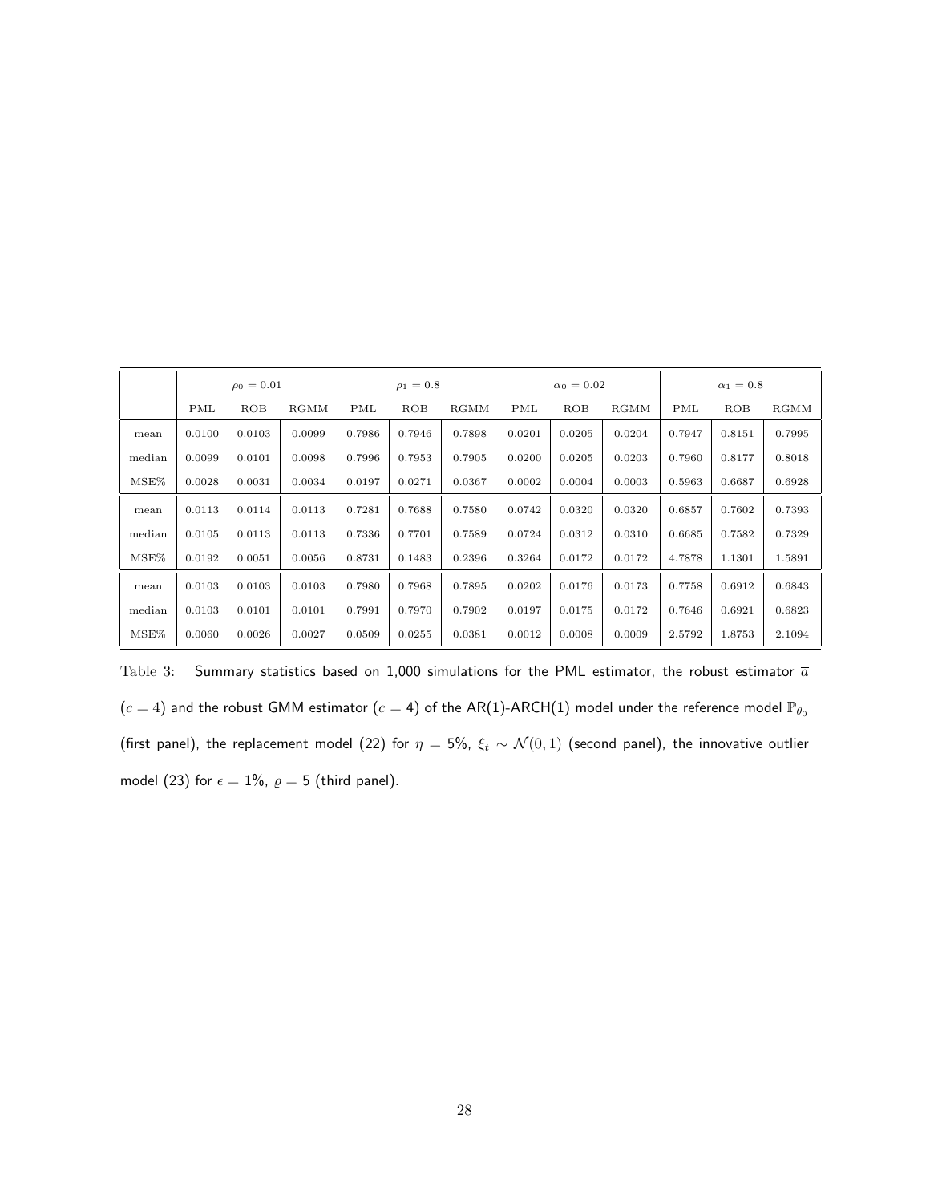| | $\rho_0 = 0.01$ | | | $\rho_1 = 0.8$ | | | $\alpha_0 = 0.02$ | | | $\alpha_1 = 0.8$ | | |
|---|---|---|---|---|---|---|---|---|---|---|---|---|
| | PML | ROB | RGMM | PML | ROB | RGMM | PML | ROB | RGMM | PML | ROB | RGMM |
| mean | 0.0100 | 0.0103 | 0.0099 | 0.7986 | 0.7946 | 0.7898 | 0.0201 | 0.0205 | 0.0204 | 0.7947 | 0.8151 | 0.7995 |
| median | 0.0099 | 0.0101 | 0.0098 | 0.7996 | 0.7953 | 0.7905 | 0.0200 | 0.0205 | 0.0203 | 0.7960 | 0.8177 | 0.8018 |
| MSE% | 0.0028 | 0.0031 | 0.0034 | 0.0197 | 0.0271 | 0.0367 | 0.0002 | 0.0004 | 0.0003 | 0.5963 | 0.6687 | 0.6928 |
| mean | 0.0113 | 0.0114 | 0.0113 | 0.7281 | 0.7688 | 0.7580 | 0.0742 | 0.0320 | 0.0320 | 0.6857 | 0.7602 | 0.7393 |
| median | 0.0105 | 0.0113 | 0.0113 | 0.7336 | 0.7701 | 0.7589 | 0.0724 | 0.0312 | 0.0310 | 0.6685 | 0.7582 | 0.7329 |
| MSE% | 0.0192 | 0.0051 | 0.0056 | 0.8731 | 0.1483 | 0.2396 | 0.3264 | 0.0172 | 0.0172 | 4.7878 | 1.1301 | 1.5891 |
| mean | 0.0103 | 0.0103 | 0.0103 | 0.7980 | 0.7968 | 0.7895 | 0.0202 | 0.0176 | 0.0173 | 0.7758 | 0.6912 | 0.6843 |
| median | 0.0103 | 0.0101 | 0.0101 | 0.7991 | 0.7970 | 0.7902 | 0.0197 | 0.0175 | 0.0172 | 0.7646 | 0.6921 | 0.6823 |
| MSE% | 0.0060 | 0.0026 | 0.0027 | 0.0509 | 0.0255 | 0.0381 | 0.0012 | 0.0008 | 0.0009 | 2.5792 | 1.8753 | 2.1094 |

Table 3: Summary statistics based on 1,000 simulations for the PML estimator, the robust estimator $\overline{a}$ ($c = 4$) and the robust GMM estimator ($c = 4$) of the AR(1)-ARCH(1) model under the reference model $\mathbb{P}_{\theta_0}$ (first panel), the replacement model (22) for $\eta = 5\%$, $\xi_t \sim \mathcal{N}(0, 1)$ (second panel), the innovative outlier model (23) for $\epsilon = 1\%$, $\varrho = 5$ (third panel).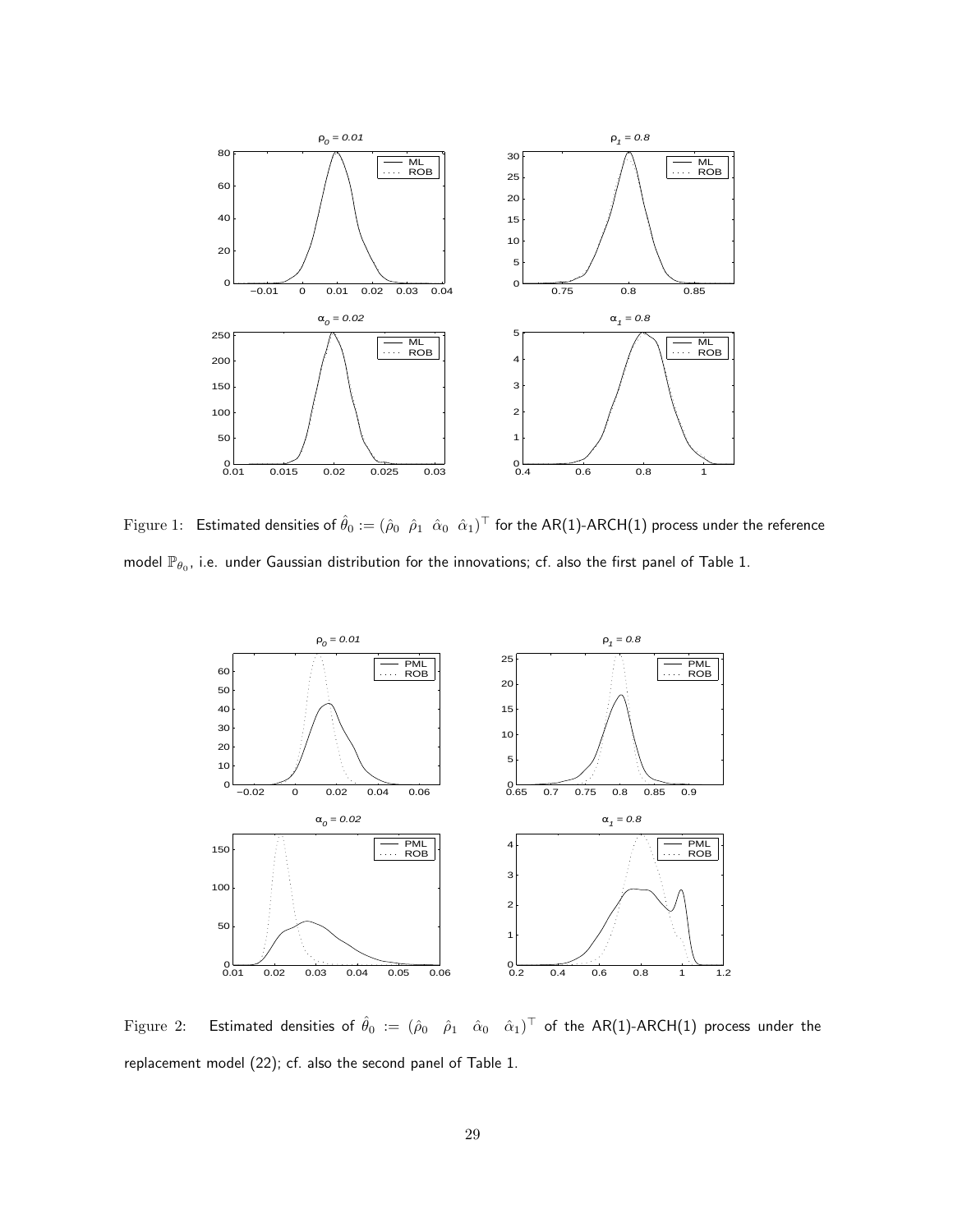Figure 1: Estimated densities of $\hat{\theta}_0 := (\hat{\rho}_0 \;\; \hat{\rho}_1 \;\; \hat{\alpha}_0 \;\; \hat{\alpha}_1)^\top$ for the AR(1)-ARCH(1) process under the reference model $\mathbb{P}_{\theta_0}$, i.e. under Gaussian distribution for the innovations; cf. also the first panel of Table 1.

Figure 2: Estimated densities of $\hat{\theta}_0 := (\hat{\rho}_0 \;\; \hat{\rho}_1 \;\; \hat{\alpha}_0 \;\; \hat{\alpha}_1)^\top$ of the AR(1)-ARCH(1) process under the replacement model (22); cf. also the second panel of Table 1.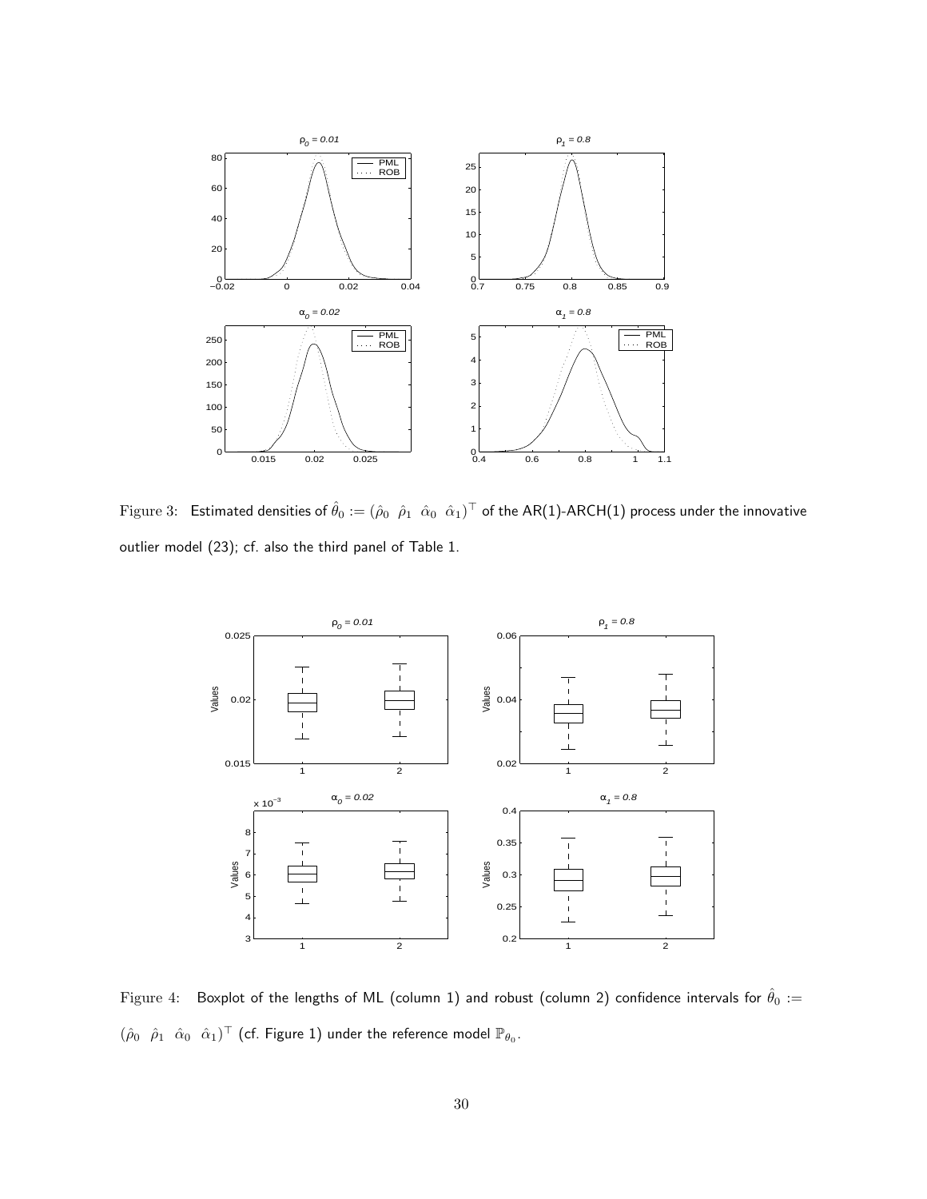Figure 3: Estimated densities of $\hat{\theta}_0 := (\hat{\rho}_0 \;\; \hat{\rho}_1 \;\; \hat{\alpha}_0 \;\; \hat{\alpha}_1)^\top$ of the AR(1)-ARCH(1) process under the innovative outlier model (23); cf. also the third panel of Table 1.

Figure 4: Boxplot of the lengths of ML (column 1) and robust (column 2) confidence intervals for $\hat{\theta}_0 := (\hat{\rho}_0 \;\; \hat{\rho}_1 \;\; \hat{\alpha}_0 \;\; \hat{\alpha}_1)^\top$ (cf. Figure 1) under the reference model $\mathbb{P}_{\theta_0}$.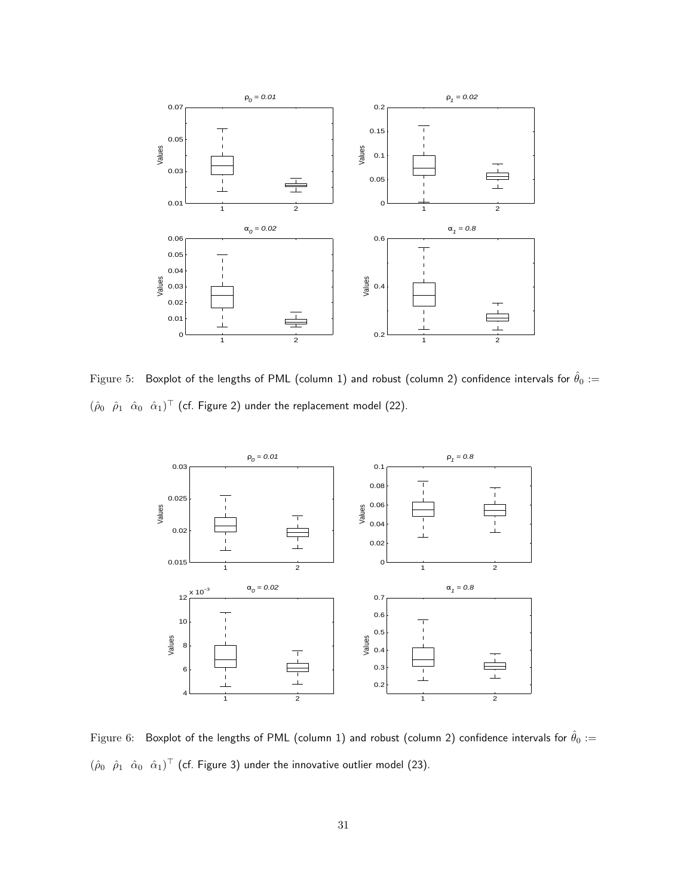Figure 5: Boxplot of the lengths of PML (column 1) and robust (column 2) confidence intervals for $\hat{\theta}_0 := (\hat{\rho}_0 \;\; \hat{\rho}_1 \;\; \hat{\alpha}_0 \;\; \hat{\alpha}_1)^\top$ (cf. Figure 2) under the replacement model (22).

Figure 6: Boxplot of the lengths of PML (column 1) and robust (column 2) confidence intervals for $\hat{\theta}_0 := (\hat{\rho}_0 \;\; \hat{\rho}_1 \;\; \hat{\alpha}_0 \;\; \hat{\alpha}_1)^\top$ (cf. Figure 3) under the innovative outlier model (23).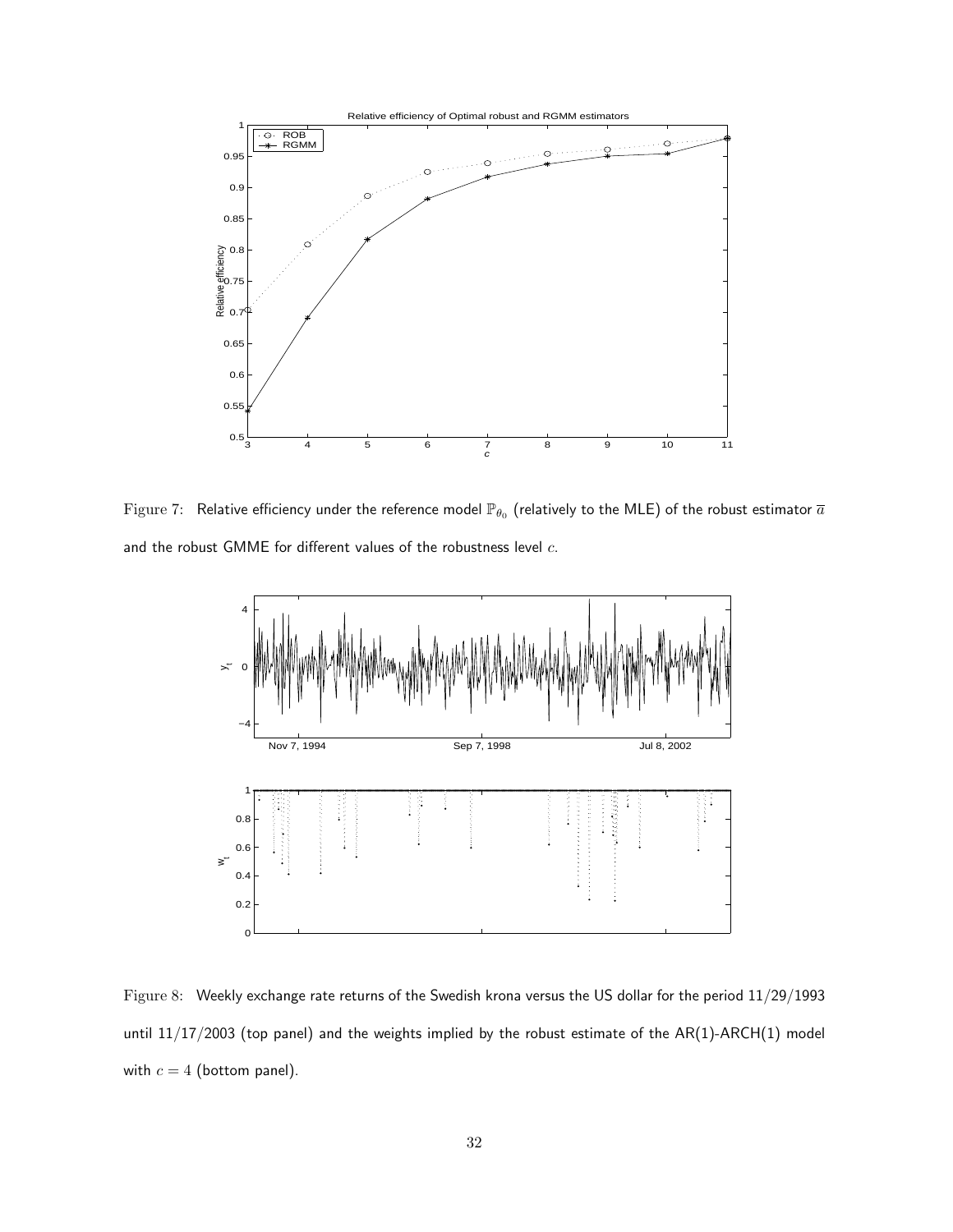Figure 7: Relative efficiency under the reference model $\mathbb{P}_{\theta_0}$ (relatively to the MLE) of the robust estimator $\overline{a}$ and the robust GMME for different values of the robustness level $c$.

Figure 8: Weekly exchange rate returns of the Swedish krona versus the US dollar for the period 11/29/1993 until 11/17/2003 (top panel) and the weights implied by the robust estimate of the AR(1)-ARCH(1) model with $c = 4$ (bottom panel).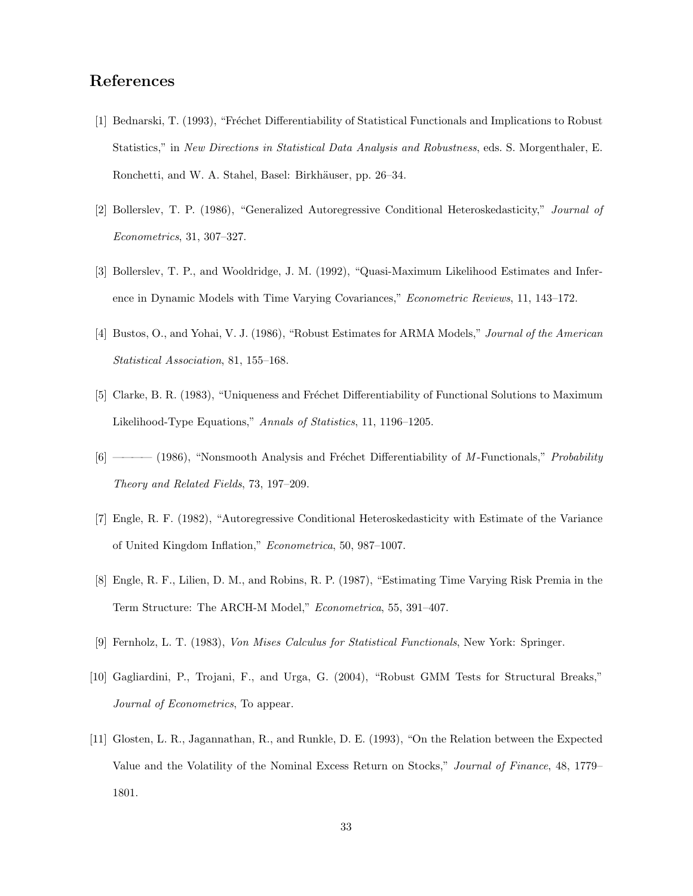# References

[1] Bednarski, T. (1993), "Fréchet Differentiability of Statistical Functionals and Implications to Robust Statistics," in *New Directions in Statistical Data Analysis and Robustness*, eds. S. Morgenthaler, E. Ronchetti, and W. A. Stahel, Basel: Birkhäuser, pp. 26–34.

[2] Bollerslev, T. P. (1986), "Generalized Autoregressive Conditional Heteroskedasticity," *Journal of Econometrics*, 31, 307–327.

[3] Bollerslev, T. P., and Wooldridge, J. M. (1992), "Quasi-Maximum Likelihood Estimates and Inference in Dynamic Models with Time Varying Covariances," *Econometric Reviews*, 11, 143–172.

[4] Bustos, O., and Yohai, V. J. (1986), "Robust Estimates for ARMA Models," *Journal of the American Statistical Association*, 81, 155–168.

[5] Clarke, B. R. (1983), "Uniqueness and Fréchet Differentiability of Functional Solutions to Maximum Likelihood-Type Equations," *Annals of Statistics*, 11, 1196–1205.

[6] ——— (1986), "Nonsmooth Analysis and Fréchet Differentiability of $M$-Functionals," *Probability Theory and Related Fields*, 73, 197–209.

[7] Engle, R. F. (1982), "Autoregressive Conditional Heteroskedasticity with Estimate of the Variance of United Kingdom Inflation," *Econometrica*, 50, 987–1007.

[8] Engle, R. F., Lilien, D. M., and Robins, R. P. (1987), "Estimating Time Varying Risk Premia in the Term Structure: The ARCH-M Model," *Econometrica*, 55, 391–407.

[9] Fernholz, L. T. (1983), *Von Mises Calculus for Statistical Functionals*, New York: Springer.

[10] Gagliardini, P., Trojani, F., and Urga, G. (2004), "Robust GMM Tests for Structural Breaks," *Journal of Econometrics*, To appear.

[11] Glosten, L. R., Jagannathan, R., and Runkle, D. E. (1993), "On the Relation between the Expected Value and the Volatility of the Nominal Excess Return on Stocks," *Journal of Finance*, 48, 1779–1801.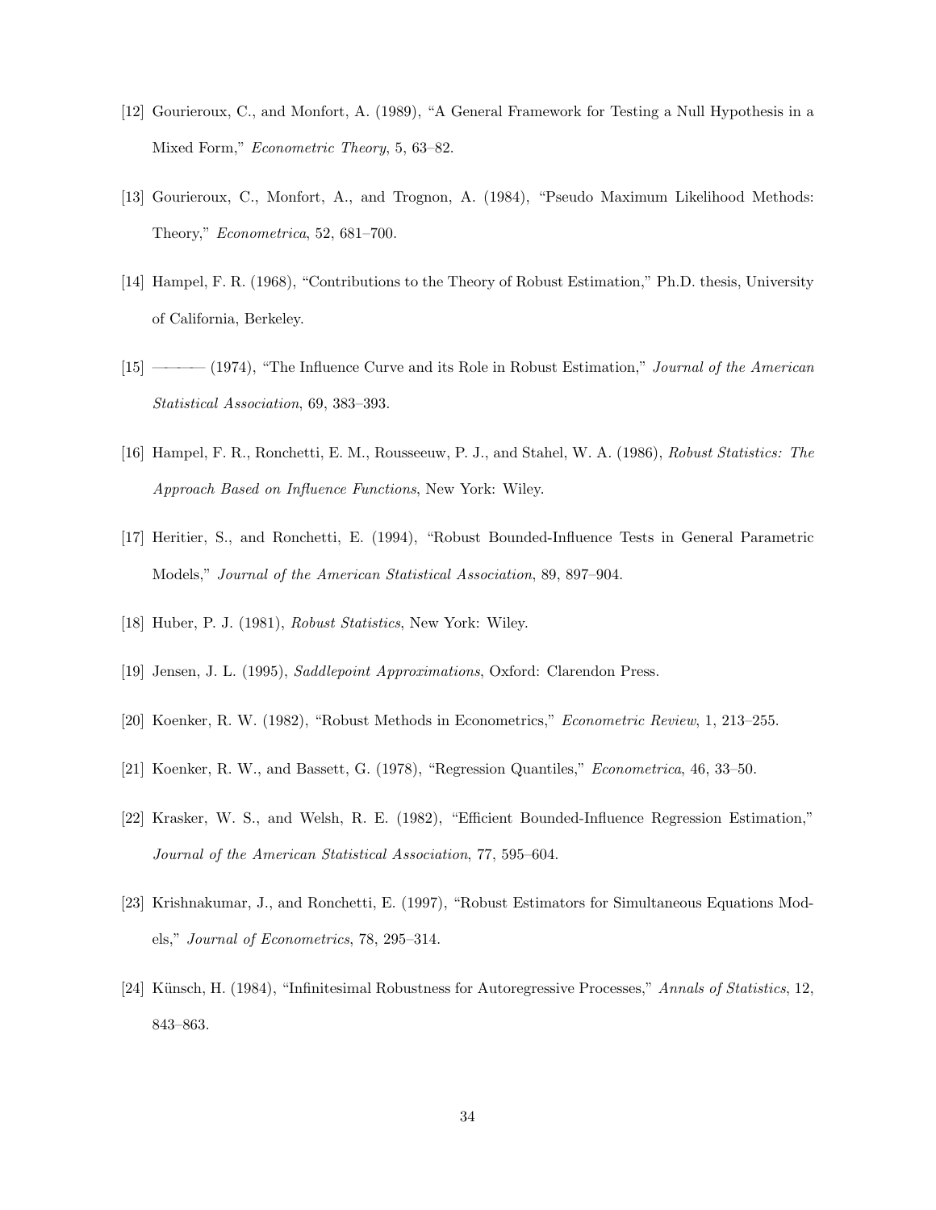[12] Gourieroux, C., and Monfort, A. (1989), "A General Framework for Testing a Null Hypothesis in a Mixed Form," *Econometric Theory*, 5, 63–82.

[13] Gourieroux, C., Monfort, A., and Trognon, A. (1984), "Pseudo Maximum Likelihood Methods: Theory," *Econometrica*, 52, 681–700.

[14] Hampel, F. R. (1968), "Contributions to the Theory of Robust Estimation," Ph.D. thesis, University of California, Berkeley.

[15] ——— (1974), "The Influence Curve and its Role in Robust Estimation," *Journal of the American Statistical Association*, 69, 383–393.

[16] Hampel, F. R., Ronchetti, E. M., Rousseeuw, P. J., and Stahel, W. A. (1986), *Robust Statistics: The Approach Based on Influence Functions*, New York: Wiley.

[17] Heritier, S., and Ronchetti, E. (1994), "Robust Bounded-Influence Tests in General Parametric Models," *Journal of the American Statistical Association*, 89, 897–904.

[18] Huber, P. J. (1981), *Robust Statistics*, New York: Wiley.

[19] Jensen, J. L. (1995), *Saddlepoint Approximations*, Oxford: Clarendon Press.

[20] Koenker, R. W. (1982), "Robust Methods in Econometrics," *Econometric Review*, 1, 213–255.

[21] Koenker, R. W., and Bassett, G. (1978), "Regression Quantiles," *Econometrica*, 46, 33–50.

[22] Krasker, W. S., and Welsh, R. E. (1982), "Efficient Bounded-Influence Regression Estimation," *Journal of the American Statistical Association*, 77, 595–604.

[23] Krishnakumar, J., and Ronchetti, E. (1997), "Robust Estimators for Simultaneous Equations Models," *Journal of Econometrics*, 78, 295–314.

[24] Künsch, H. (1984), "Infinitesimal Robustness for Autoregressive Processes," *Annals of Statistics*, 12, 843–863.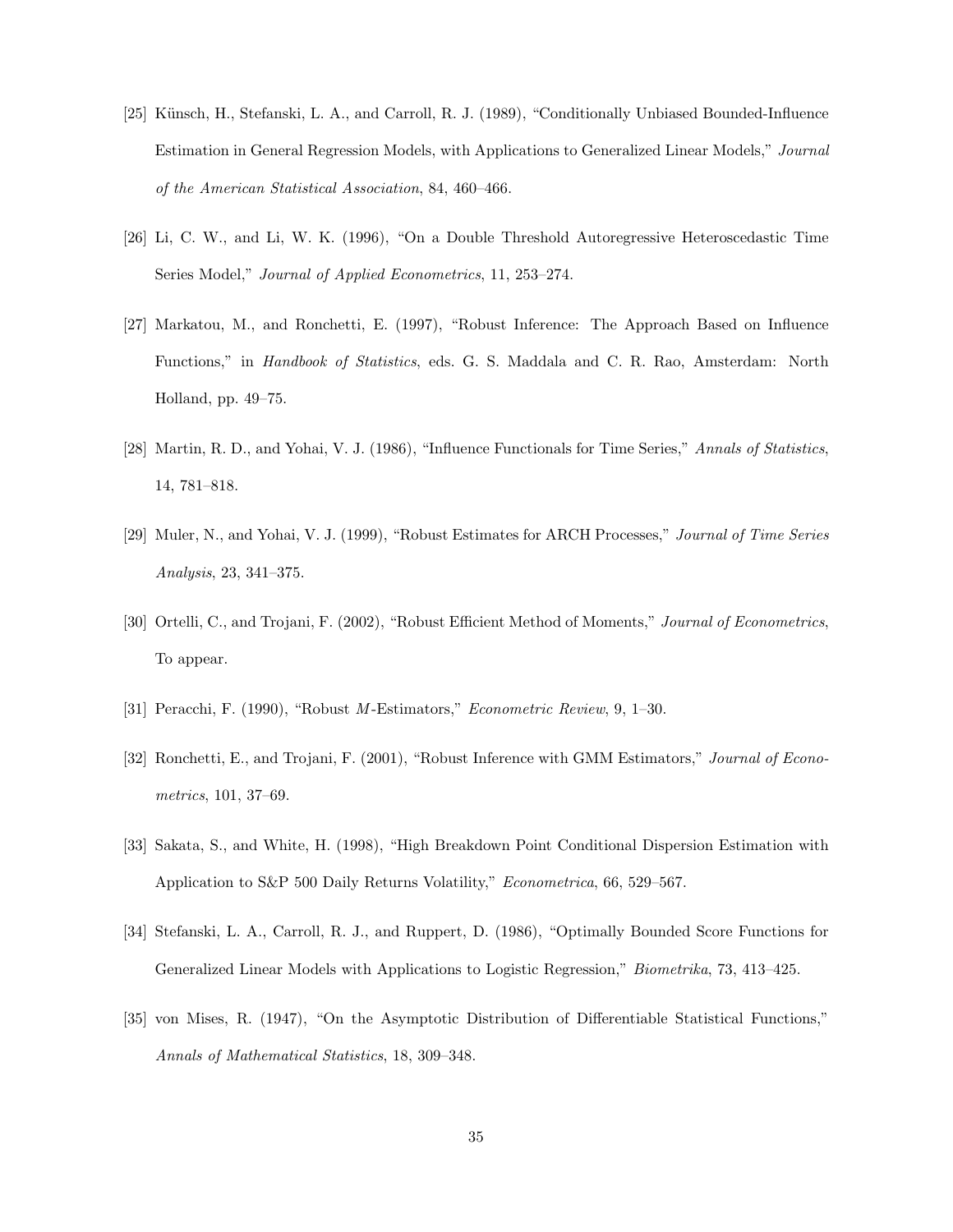[25] Künsch, H., Stefanski, L. A., and Carroll, R. J. (1989), "Conditionally Unbiased Bounded-Influence Estimation in General Regression Models, with Applications to Generalized Linear Models," *Journal of the American Statistical Association*, 84, 460–466.

[26] Li, C. W., and Li, W. K. (1996), "On a Double Threshold Autoregressive Heteroscedastic Time Series Model," *Journal of Applied Econometrics*, 11, 253–274.

[27] Markatou, M., and Ronchetti, E. (1997), "Robust Inference: The Approach Based on Influence Functions," in *Handbook of Statistics*, eds. G. S. Maddala and C. R. Rao, Amsterdam: North Holland, pp. 49–75.

[28] Martin, R. D., and Yohai, V. J. (1986), "Influence Functionals for Time Series," *Annals of Statistics*, 14, 781–818.

[29] Muler, N., and Yohai, V. J. (1999), "Robust Estimates for ARCH Processes," *Journal of Time Series Analysis*, 23, 341–375.

[30] Ortelli, C., and Trojani, F. (2002), "Robust Efficient Method of Moments," *Journal of Econometrics*, To appear.

[31] Peracchi, F. (1990), "Robust *M*-Estimators," *Econometric Review*, 9, 1–30.

[32] Ronchetti, E., and Trojani, F. (2001), "Robust Inference with GMM Estimators," *Journal of Econometrics*, 101, 37–69.

[33] Sakata, S., and White, H. (1998), "High Breakdown Point Conditional Dispersion Estimation with Application to S&P 500 Daily Returns Volatility," *Econometrica*, 66, 529–567.

[34] Stefanski, L. A., Carroll, R. J., and Ruppert, D. (1986), "Optimally Bounded Score Functions for Generalized Linear Models with Applications to Logistic Regression," *Biometrika*, 73, 413–425.

[35] von Mises, R. (1947), "On the Asymptotic Distribution of Differentiable Statistical Functions," *Annals of Mathematical Statistics*, 18, 309–348.